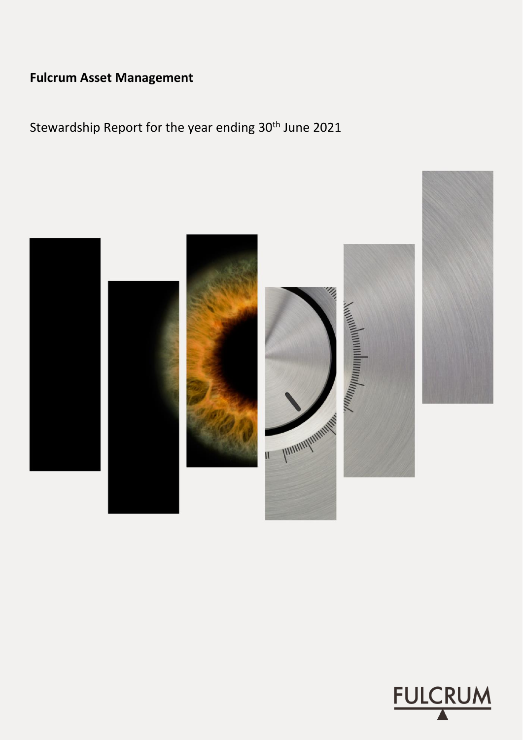**Fulcrum Asset Management**

Stewardship Report for the year ending 30th June 2021

FULCRUM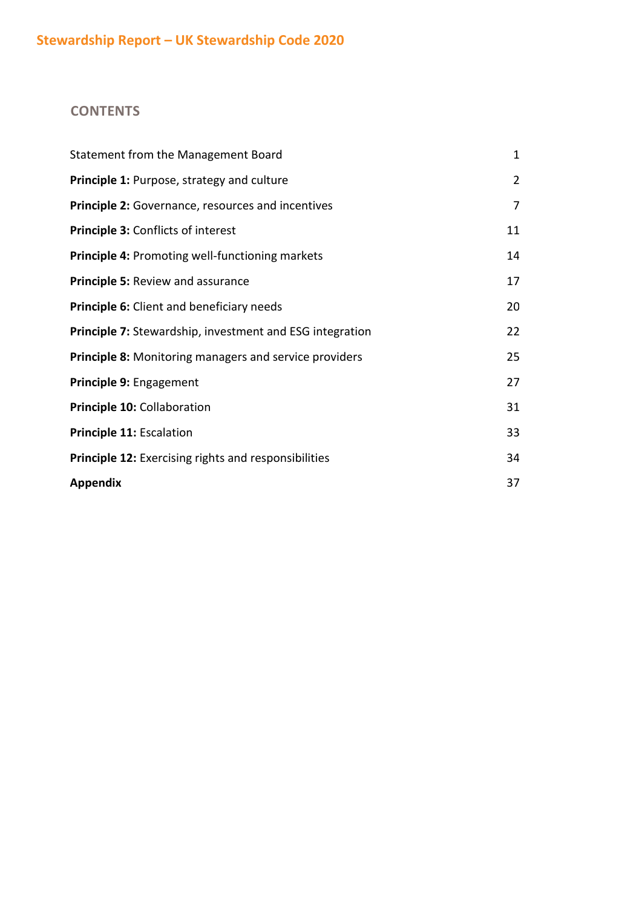# Stewardship Report – UK Stewardship Code 2020

## CONTENTS

| | |
|---|---|
| Statement from the Management Board | 1 |
| **Principle 1:** Purpose, strategy and culture | 2 |
| **Principle 2:** Governance, resources and incentives | 7 |
| **Principle 3:** Conflicts of interest | 11 |
| **Principle 4:** Promoting well-functioning markets | 14 |
| **Principle 5:** Review and assurance | 17 |
| **Principle 6:** Client and beneficiary needs | 20 |
| **Principle 7:** Stewardship, investment and ESG integration | 22 |
| **Principle 8:** Monitoring managers and service providers | 25 |
| **Principle 9:** Engagement | 27 |
| **Principle 10:** Collaboration | 31 |
| **Principle 11:** Escalation | 33 |
| **Principle 12:** Exercising rights and responsibilities | 34 |
| **Appendix** | 37 |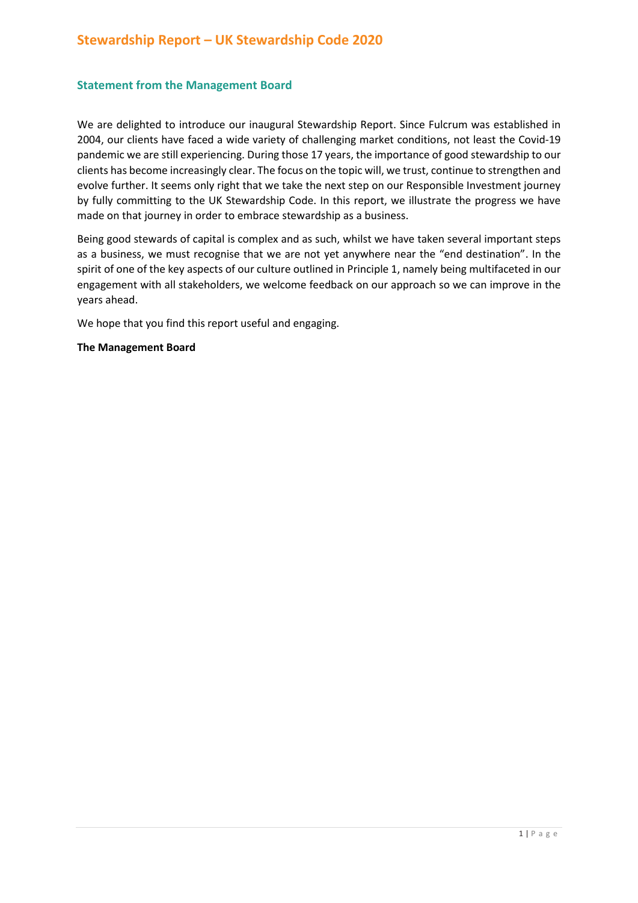# Stewardship Report – UK Stewardship Code 2020

## Statement from the Management Board

We are delighted to introduce our inaugural Stewardship Report. Since Fulcrum was established in 2004, our clients have faced a wide variety of challenging market conditions, not least the Covid-19 pandemic we are still experiencing. During those 17 years, the importance of good stewardship to our clients has become increasingly clear. The focus on the topic will, we trust, continue to strengthen and evolve further. It seems only right that we take the next step on our Responsible Investment journey by fully committing to the UK Stewardship Code. In this report, we illustrate the progress we have made on that journey in order to embrace stewardship as a business.

Being good stewards of capital is complex and as such, whilst we have taken several important steps as a business, we must recognise that we are not yet anywhere near the "end destination". In the spirit of one of the key aspects of our culture outlined in Principle 1, namely being multifaceted in our engagement with all stakeholders, we welcome feedback on our approach so we can improve in the years ahead.

We hope that you find this report useful and engaging.

**The Management Board**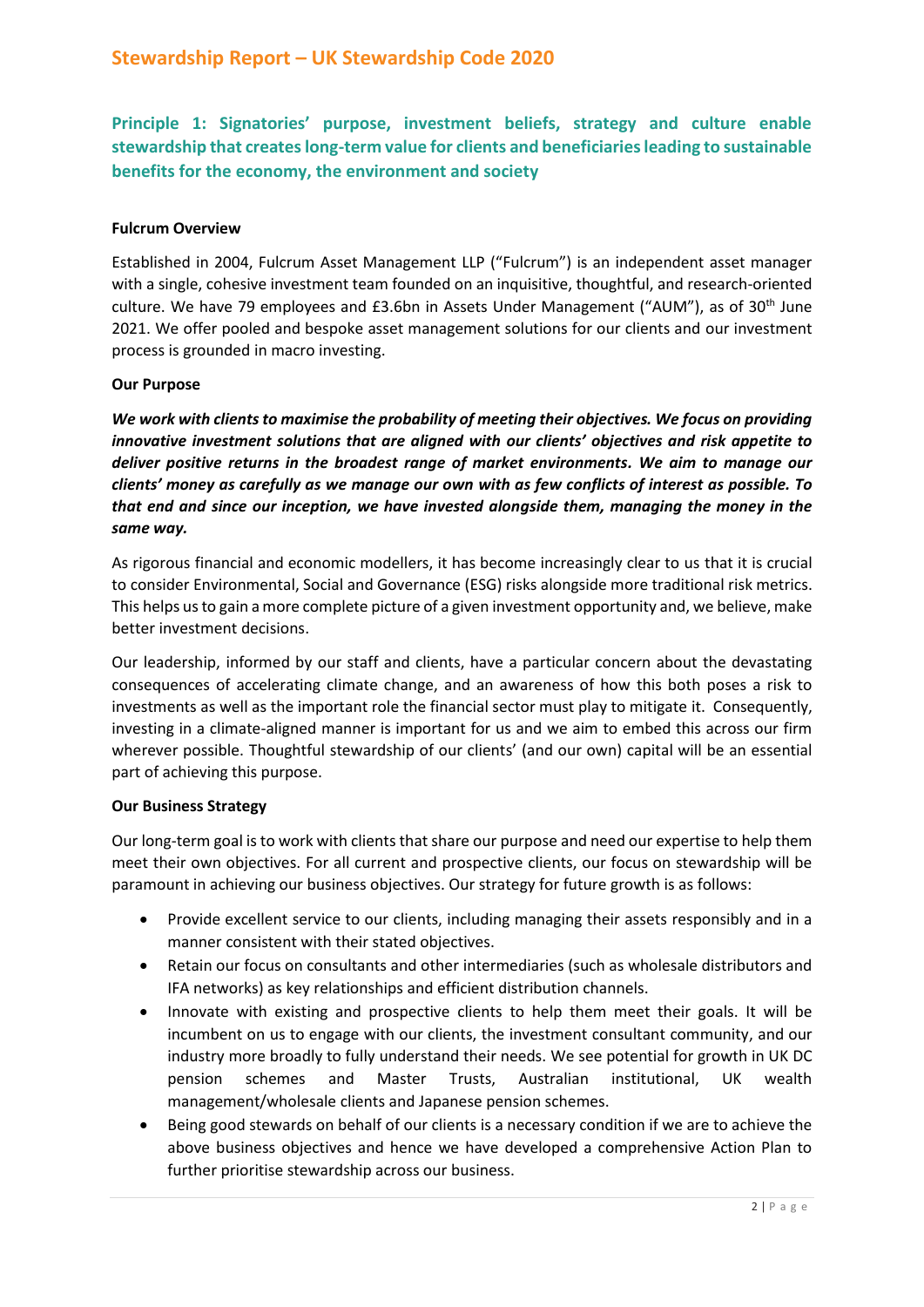# Stewardship Report – UK Stewardship Code 2020

## Principle 1: Signatories' purpose, investment beliefs, strategy and culture enable stewardship that creates long-term value for clients and beneficiaries leading to sustainable benefits for the economy, the environment and society

**Fulcrum Overview**

Established in 2004, Fulcrum Asset Management LLP ("Fulcrum") is an independent asset manager with a single, cohesive investment team founded on an inquisitive, thoughtful, and research-oriented culture. We have 79 employees and £3.6bn in Assets Under Management ("AUM"), as of 30th June 2021. We offer pooled and bespoke asset management solutions for our clients and our investment process is grounded in macro investing.

**Our Purpose**

***We work with clients to maximise the probability of meeting their objectives. We focus on providing innovative investment solutions that are aligned with our clients' objectives and risk appetite to deliver positive returns in the broadest range of market environments. We aim to manage our clients' money as carefully as we manage our own with as few conflicts of interest as possible. To that end and since our inception, we have invested alongside them, managing the money in the same way.***

As rigorous financial and economic modellers, it has become increasingly clear to us that it is crucial to consider Environmental, Social and Governance (ESG) risks alongside more traditional risk metrics. This helps us to gain a more complete picture of a given investment opportunity and, we believe, make better investment decisions.

Our leadership, informed by our staff and clients, have a particular concern about the devastating consequences of accelerating climate change, and an awareness of how this both poses a risk to investments as well as the important role the financial sector must play to mitigate it. Consequently, investing in a climate-aligned manner is important for us and we aim to embed this across our firm wherever possible. Thoughtful stewardship of our clients' (and our own) capital will be an essential part of achieving this purpose.

**Our Business Strategy**

Our long-term goal is to work with clients that share our purpose and need our expertise to help them meet their own objectives. For all current and prospective clients, our focus on stewardship will be paramount in achieving our business objectives. Our strategy for future growth is as follows:

- Provide excellent service to our clients, including managing their assets responsibly and in a manner consistent with their stated objectives.
- Retain our focus on consultants and other intermediaries (such as wholesale distributors and IFA networks) as key relationships and efficient distribution channels.
- Innovate with existing and prospective clients to help them meet their goals. It will be incumbent on us to engage with our clients, the investment consultant community, and our industry more broadly to fully understand their needs. We see potential for growth in UK DC pension schemes and Master Trusts, Australian institutional, UK wealth management/wholesale clients and Japanese pension schemes.
- Being good stewards on behalf of our clients is a necessary condition if we are to achieve the above business objectives and hence we have developed a comprehensive Action Plan to further prioritise stewardship across our business.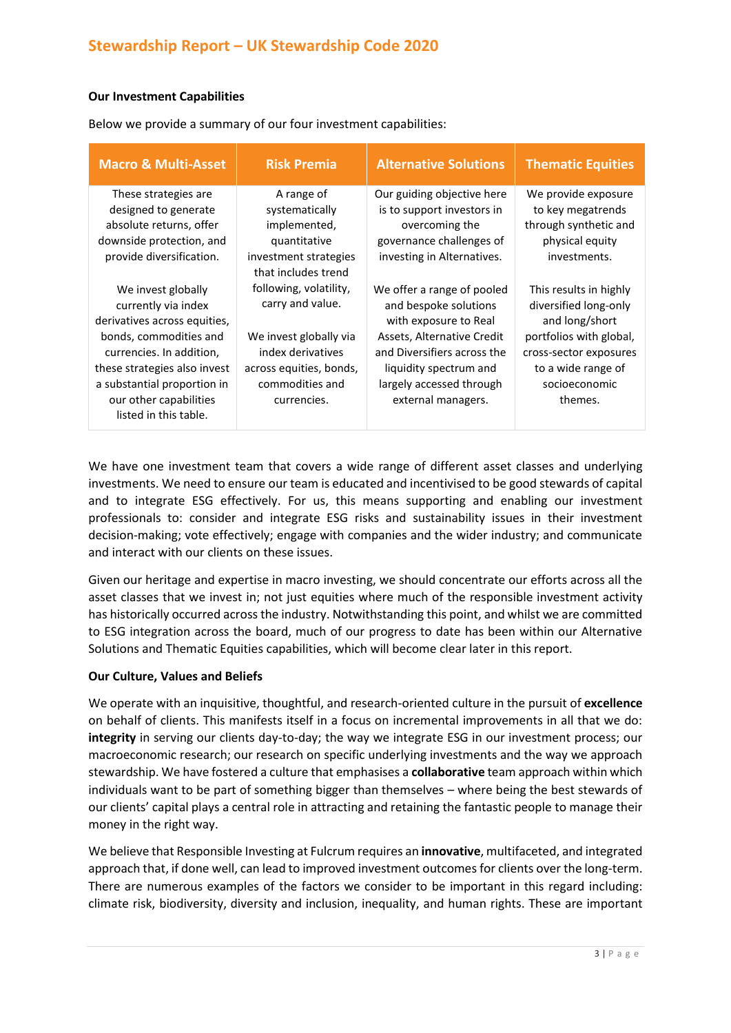**Our Investment Capabilities**

Below we provide a summary of our four investment capabilities:

| Macro & Multi-Asset | Risk Premia | Alternative Solutions | Thematic Equities |
|---|---|---|---|
| These strategies are designed to generate absolute returns, offer downside protection, and provide diversification.<br><br>We invest globally currently via index derivatives across equities, bonds, commodities and currencies. In addition, these strategies also invest a substantial proportion in our other capabilities listed in this table. | A range of systematically implemented, quantitative investment strategies that includes trend following, volatility, carry and value.<br><br>We invest globally via index derivatives across equities, bonds, commodities and currencies. | Our guiding objective here is to support investors in overcoming the governance challenges of investing in Alternatives.<br><br>We offer a range of pooled and bespoke solutions with exposure to Real Assets, Alternative Credit and Diversifiers across the liquidity spectrum and largely accessed through external managers. | We provide exposure to key megatrends through synthetic and physical equity investments.<br><br>This results in highly diversified long-only and long/short portfolios with global, cross-sector exposures to a wide range of socioeconomic themes. |

We have one investment team that covers a wide range of different asset classes and underlying investments. We need to ensure our team is educated and incentivised to be good stewards of capital and to integrate ESG effectively. For us, this means supporting and enabling our investment professionals to: consider and integrate ESG risks and sustainability issues in their investment decision-making; vote effectively; engage with companies and the wider industry; and communicate and interact with our clients on these issues.

Given our heritage and expertise in macro investing, we should concentrate our efforts across all the asset classes that we invest in; not just equities where much of the responsible investment activity has historically occurred across the industry. Notwithstanding this point, and whilst we are committed to ESG integration across the board, much of our progress to date has been within our Alternative Solutions and Thematic Equities capabilities, which will become clear later in this report.

**Our Culture, Values and Beliefs**

We operate with an inquisitive, thoughtful, and research-oriented culture in the pursuit of **excellence** on behalf of clients. This manifests itself in a focus on incremental improvements in all that we do: **integrity** in serving our clients day-to-day; the way we integrate ESG in our investment process; our macroeconomic research; our research on specific underlying investments and the way we approach stewardship. We have fostered a culture that emphasises a **collaborative** team approach within which individuals want to be part of something bigger than themselves – where being the best stewards of our clients' capital plays a central role in attracting and retaining the fantastic people to manage their money in the right way.

We believe that Responsible Investing at Fulcrum requires an **innovative**, multifaceted, and integrated approach that, if done well, can lead to improved investment outcomes for clients over the long-term. There are numerous examples of the factors we consider to be important in this regard including: climate risk, biodiversity, diversity and inclusion, inequality, and human rights. These are important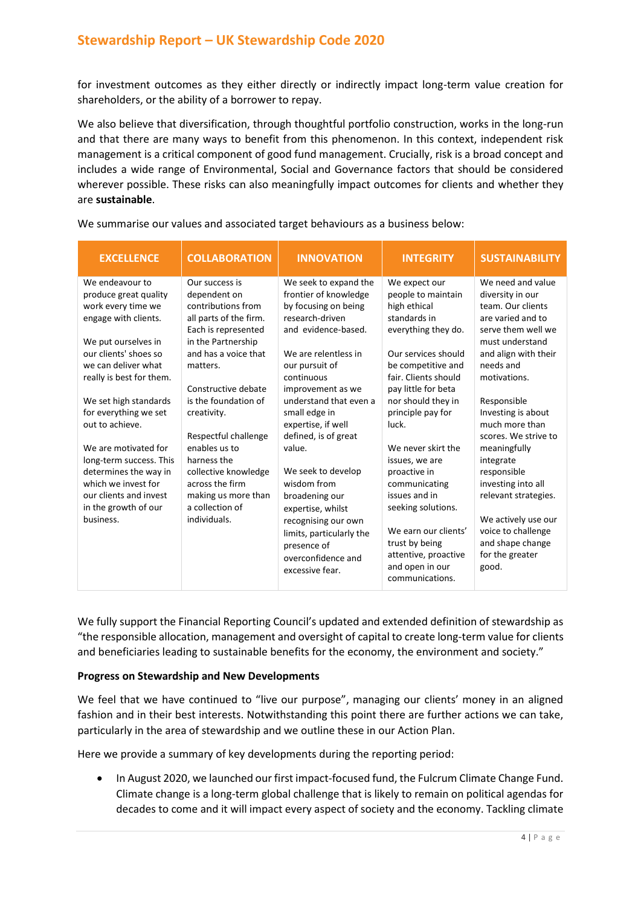for investment outcomes as they either directly or indirectly impact long-term value creation for shareholders, or the ability of a borrower to repay.

We also believe that diversification, through thoughtful portfolio construction, works in the long-run and that there are many ways to benefit from this phenomenon. In this context, independent risk management is a critical component of good fund management. Crucially, risk is a broad concept and includes a wide range of Environmental, Social and Governance factors that should be considered wherever possible. These risks can also meaningfully impact outcomes for clients and whether they are **sustainable**.

We summarise our values and associated target behaviours as a business below:

| EXCELLENCE | COLLABORATION | INNOVATION | INTEGRITY | SUSTAINABILITY |
|---|---|---|---|---|
| We endeavour to produce great quality work every time we engage with clients.<br><br>We put ourselves in our clients' shoes so we can deliver what really is best for them.<br><br>We set high standards for everything we set out to achieve.<br><br>We are motivated for long-term success. This determines the way in which we invest for our clients and invest in the growth of our business. | Our success is dependent on contributions from all parts of the firm. Each is represented in the Partnership and has a voice that matters.<br><br>Constructive debate is the foundation of creativity.<br><br>Respectful challenge enables us to harness the collective knowledge across the firm making us more than a collection of individuals. | We seek to expand the frontier of knowledge by focusing on being research-driven and evidence-based.<br><br>We are relentless in our pursuit of continuous improvement as we understand that even a small edge in expertise, if well defined, is of great value.<br><br>We seek to develop wisdom from broadening our expertise, whilst recognising our own limits, particularly the presence of overconfidence and excessive fear. | We expect our people to maintain high ethical standards in everything they do.<br><br>Our services should be competitive and fair. Clients should pay little for beta nor should they in principle pay for luck.<br><br>We never skirt the issues, we are proactive in communicating issues and in seeking solutions.<br><br>We earn our clients' trust by being attentive, proactive and open in our communications. | We need and value diversity in our team. Our clients are varied and to serve them well we must understand and align with their needs and motivations.<br><br>Responsible Investing is about much more than scores. We strive to meaningfully integrate responsible investing into all relevant strategies.<br><br>We actively use our voice to challenge and shape change for the greater good. |

We fully support the Financial Reporting Council's updated and extended definition of stewardship as "the responsible allocation, management and oversight of capital to create long-term value for clients and beneficiaries leading to sustainable benefits for the economy, the environment and society."

**Progress on Stewardship and New Developments**

We feel that we have continued to "live our purpose", managing our clients' money in an aligned fashion and in their best interests. Notwithstanding this point there are further actions we can take, particularly in the area of stewardship and we outline these in our Action Plan.

Here we provide a summary of key developments during the reporting period:

- In August 2020, we launched our first impact-focused fund, the Fulcrum Climate Change Fund. Climate change is a long-term global challenge that is likely to remain on political agendas for decades to come and it will impact every aspect of society and the economy. Tackling climate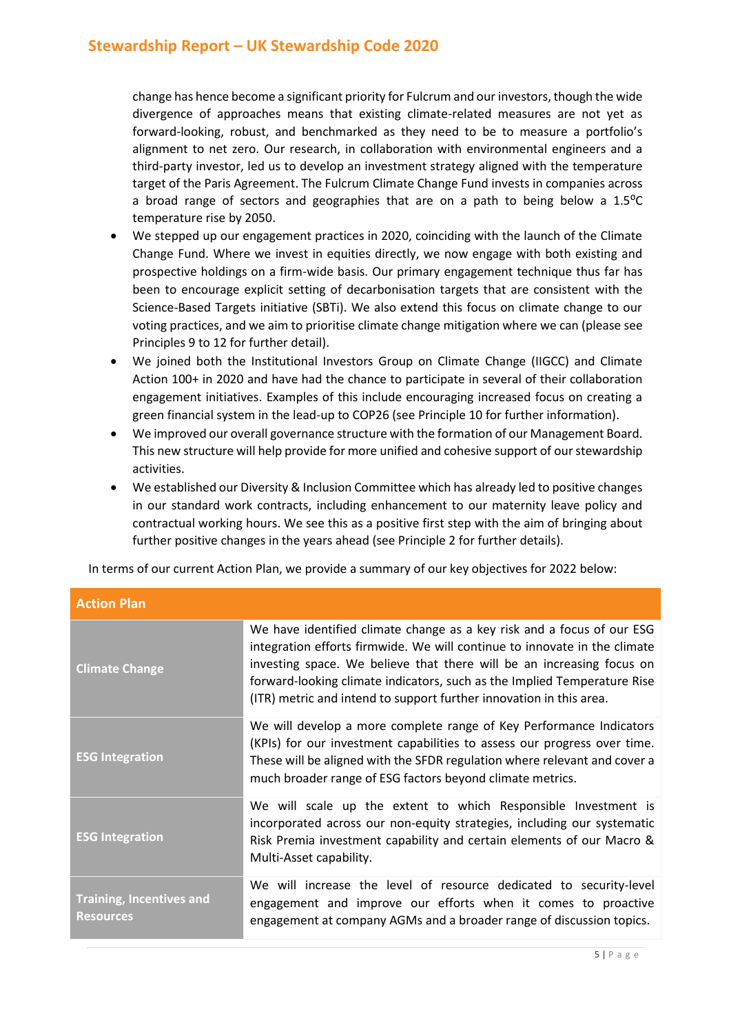change has hence become a significant priority for Fulcrum and our investors, though the wide divergence of approaches means that existing climate-related measures are not yet as forward-looking, robust, and benchmarked as they need to be to measure a portfolio's alignment to net zero. Our research, in collaboration with environmental engineers and a third-party investor, led us to develop an investment strategy aligned with the temperature target of the Paris Agreement. The Fulcrum Climate Change Fund invests in companies across a broad range of sectors and geographies that are on a path to being below a 1.5°C temperature rise by 2050.

- We stepped up our engagement practices in 2020, coinciding with the launch of the Climate Change Fund. Where we invest in equities directly, we now engage with both existing and prospective holdings on a firm-wide basis. Our primary engagement technique thus far has been to encourage explicit setting of decarbonisation targets that are consistent with the Science-Based Targets initiative (SBTi). We also extend this focus on climate change to our voting practices, and we aim to prioritise climate change mitigation where we can (please see Principles 9 to 12 for further detail).
- We joined both the Institutional Investors Group on Climate Change (IIGCC) and Climate Action 100+ in 2020 and have had the chance to participate in several of their collaboration engagement initiatives. Examples of this include encouraging increased focus on creating a green financial system in the lead-up to COP26 (see Principle 10 for further information).
- We improved our overall governance structure with the formation of our Management Board. This new structure will help provide for more unified and cohesive support of our stewardship activities.
- We established our Diversity & Inclusion Committee which has already led to positive changes in our standard work contracts, including enhancement to our maternity leave policy and contractual working hours. We see this as a positive first step with the aim of bringing about further positive changes in the years ahead (see Principle 2 for further details).

In terms of our current Action Plan, we provide a summary of our key objectives for 2022 below:

| Action Plan | |
|---|---|
| Climate Change | We have identified climate change as a key risk and a focus of our ESG integration efforts firmwide. We will continue to innovate in the climate investing space. We believe that there will be an increasing focus on forward-looking climate indicators, such as the Implied Temperature Rise (ITR) metric and intend to support further innovation in this area. |
| ESG Integration | We will develop a more complete range of Key Performance Indicators (KPIs) for our investment capabilities to assess our progress over time. These will be aligned with the SFDR regulation where relevant and cover a much broader range of ESG factors beyond climate metrics. |
| ESG Integration | We will scale up the extent to which Responsible Investment is incorporated across our non-equity strategies, including our systematic Risk Premia investment capability and certain elements of our Macro & Multi-Asset capability. |
| Training, Incentives and Resources | We will increase the level of resource dedicated to security-level engagement and improve our efforts when it comes to proactive engagement at company AGMs and a broader range of discussion topics. |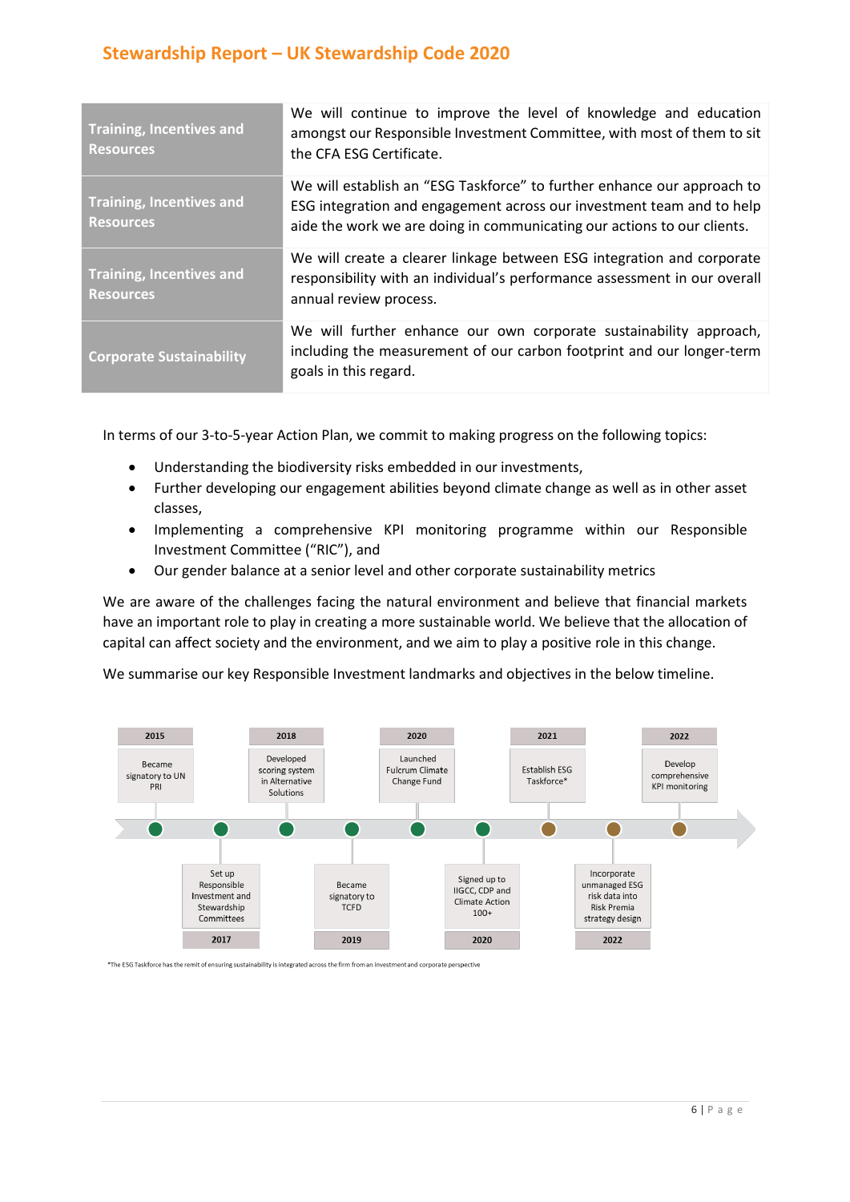| Training, Incentives and Resources | We will continue to improve the level of knowledge and education amongst our Responsible Investment Committee, with most of them to sit the CFA ESG Certificate. |
|---|---|
| Training, Incentives and Resources | We will establish an "ESG Taskforce" to further enhance our approach to ESG integration and engagement across our investment team and to help aide the work we are doing in communicating our actions to our clients. |
| Training, Incentives and Resources | We will create a clearer linkage between ESG integration and corporate responsibility with an individual's performance assessment in our overall annual review process. |
| Corporate Sustainability | We will further enhance our own corporate sustainability approach, including the measurement of our carbon footprint and our longer-term goals in this regard. |

In terms of our 3-to-5-year Action Plan, we commit to making progress on the following topics:

- Understanding the biodiversity risks embedded in our investments,
- Further developing our engagement abilities beyond climate change as well as in other asset classes,
- Implementing a comprehensive KPI monitoring programme within our Responsible Investment Committee ("RIC"), and
- Our gender balance at a senior level and other corporate sustainability metrics

We are aware of the challenges facing the natural environment and believe that financial markets have an important role to play in creating a more sustainable world. We believe that the allocation of capital can affect society and the environment, and we aim to play a positive role in this change.

We summarise our key Responsible Investment landmarks and objectives in the below timeline.

- **2015** – Became signatory to UN PRI
- **2017** – Set up Responsible Investment and Stewardship Committees
- **2018** – Developed scoring system in Alternative Solutions
- **2019** – Became signatory to TCFD
- **2020** – Launched Fulcrum Climate Change Fund
- **2020** – Signed up to IIGCC, CDP and Climate Action 100+
- **2021** – Establish ESG Taskforce*
- **2022** – Incorporate unmanaged ESG risk data into Risk Premia strategy design
- **2022** – Develop comprehensive KPI monitoring

*The ESG Taskforce has the remit of ensuring sustainability is integrated across the firm from an investment and corporate perspective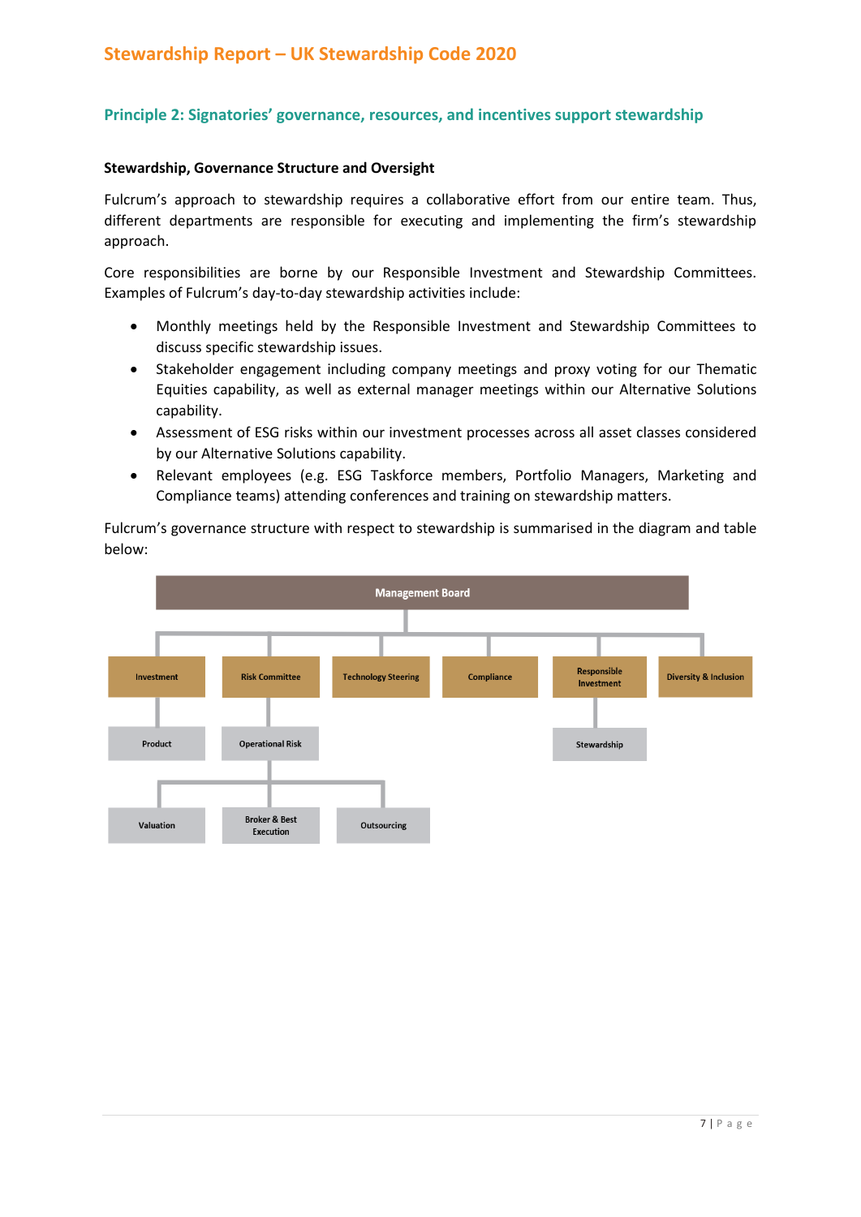## Principle 2: Signatories' governance, resources, and incentives support stewardship

**Stewardship, Governance Structure and Oversight**

Fulcrum's approach to stewardship requires a collaborative effort from our entire team. Thus, different departments are responsible for executing and implementing the firm's stewardship approach.

Core responsibilities are borne by our Responsible Investment and Stewardship Committees. Examples of Fulcrum's day-to-day stewardship activities include:

- Monthly meetings held by the Responsible Investment and Stewardship Committees to discuss specific stewardship issues.
- Stakeholder engagement including company meetings and proxy voting for our Thematic Equities capability, as well as external manager meetings within our Alternative Solutions capability.
- Assessment of ESG risks within our investment processes across all asset classes considered by our Alternative Solutions capability.
- Relevant employees (e.g. ESG Taskforce members, Portfolio Managers, Marketing and Compliance teams) attending conferences and training on stewardship matters.

Fulcrum's governance structure with respect to stewardship is summarised in the diagram and table below:

- Management Board
  - Investment
    - Product
  - Risk Committee
    - Operational Risk
      - Valuation
      - Broker & Best Execution
      - Outsourcing
  - Technology Steering
  - Compliance
  - Responsible Investment
    - Stewardship
  - Diversity & Inclusion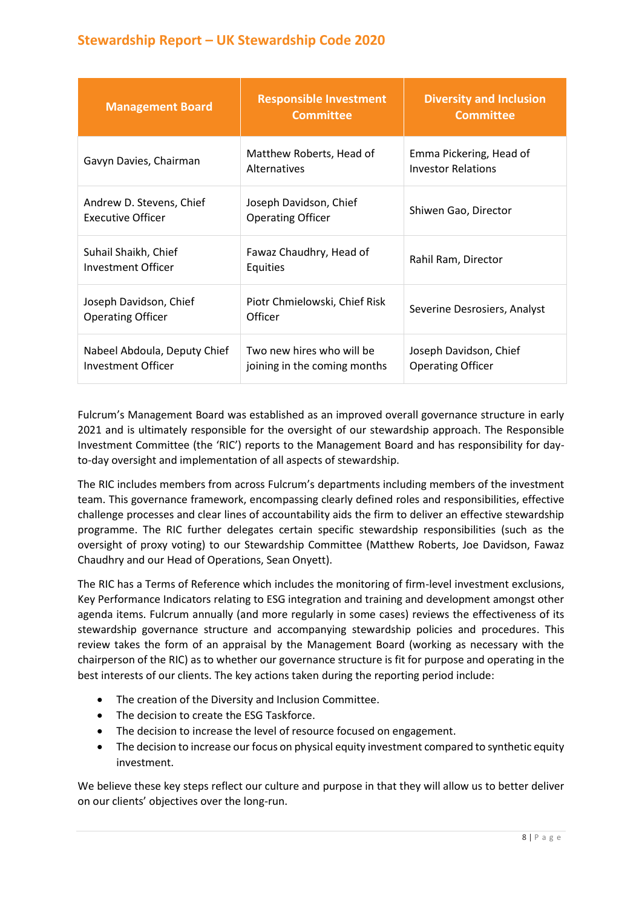| Management Board | Responsible Investment Committee | Diversity and Inclusion Committee |
|---|---|---|
| Gavyn Davies, Chairman | Matthew Roberts, Head of Alternatives | Emma Pickering, Head of Investor Relations |
| Andrew D. Stevens, Chief Executive Officer | Joseph Davidson, Chief Operating Officer | Shiwen Gao, Director |
| Suhail Shaikh, Chief Investment Officer | Fawaz Chaudhry, Head of Equities | Rahil Ram, Director |
| Joseph Davidson, Chief Operating Officer | Piotr Chmielowski, Chief Risk Officer | Severine Desrosiers, Analyst |
| Nabeel Abdoula, Deputy Chief Investment Officer | Two new hires who will be joining in the coming months | Joseph Davidson, Chief Operating Officer |

Fulcrum's Management Board was established as an improved overall governance structure in early 2021 and is ultimately responsible for the oversight of our stewardship approach. The Responsible Investment Committee (the 'RIC') reports to the Management Board and has responsibility for day-to-day oversight and implementation of all aspects of stewardship.

The RIC includes members from across Fulcrum's departments including members of the investment team. This governance framework, encompassing clearly defined roles and responsibilities, effective challenge processes and clear lines of accountability aids the firm to deliver an effective stewardship programme. The RIC further delegates certain specific stewardship responsibilities (such as the oversight of proxy voting) to our Stewardship Committee (Matthew Roberts, Joe Davidson, Fawaz Chaudhry and our Head of Operations, Sean Onyett).

The RIC has a Terms of Reference which includes the monitoring of firm-level investment exclusions, Key Performance Indicators relating to ESG integration and training and development amongst other agenda items. Fulcrum annually (and more regularly in some cases) reviews the effectiveness of its stewardship governance structure and accompanying stewardship policies and procedures. This review takes the form of an appraisal by the Management Board (working as necessary with the chairperson of the RIC) as to whether our governance structure is fit for purpose and operating in the best interests of our clients. The key actions taken during the reporting period include:

- The creation of the Diversity and Inclusion Committee.
- The decision to create the ESG Taskforce.
- The decision to increase the level of resource focused on engagement.
- The decision to increase our focus on physical equity investment compared to synthetic equity investment.

We believe these key steps reflect our culture and purpose in that they will allow us to better deliver on our clients' objectives over the long-run.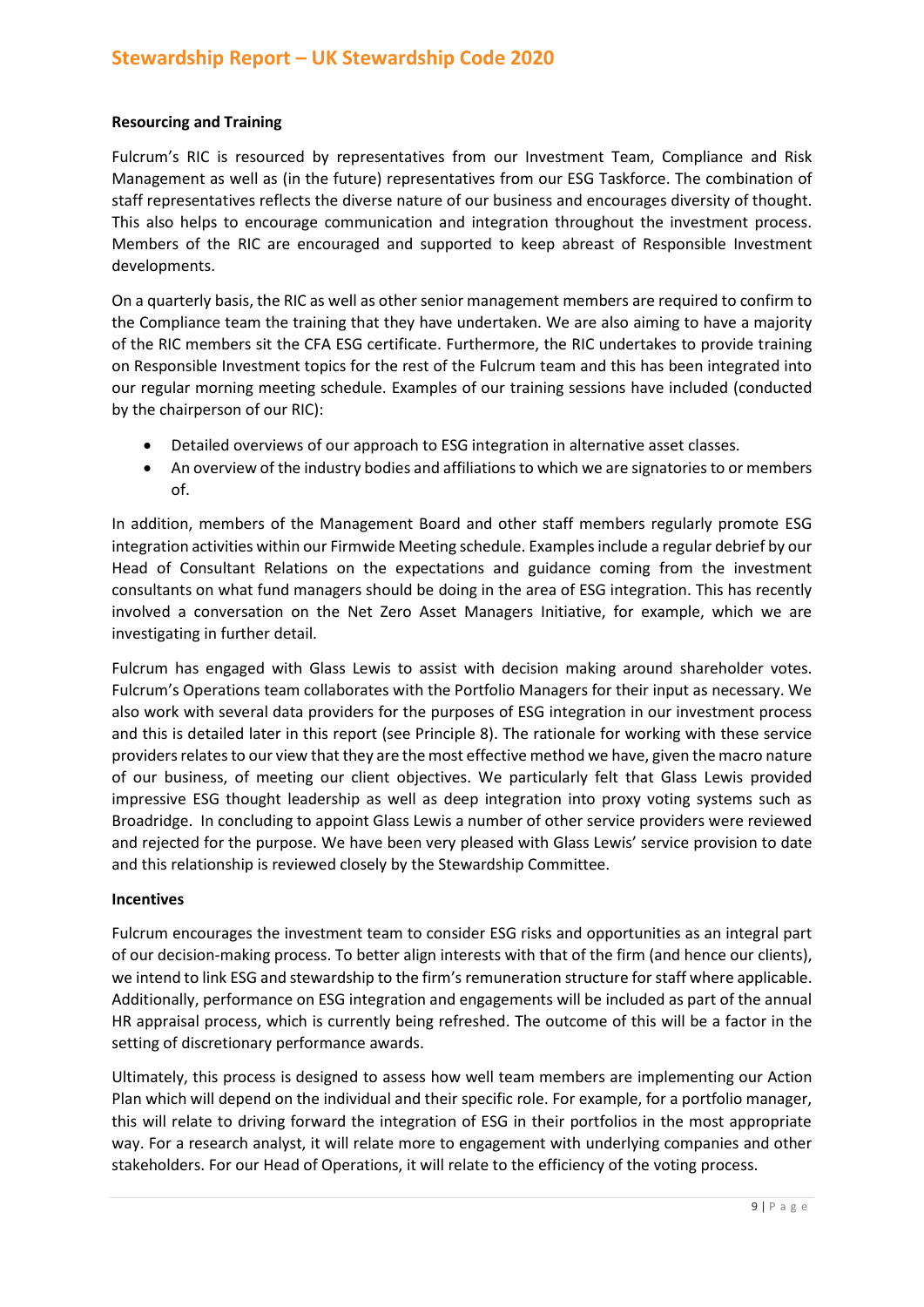**Resourcing and Training**

Fulcrum's RIC is resourced by representatives from our Investment Team, Compliance and Risk Management as well as (in the future) representatives from our ESG Taskforce. The combination of staff representatives reflects the diverse nature of our business and encourages diversity of thought. This also helps to encourage communication and integration throughout the investment process. Members of the RIC are encouraged and supported to keep abreast of Responsible Investment developments.

On a quarterly basis, the RIC as well as other senior management members are required to confirm to the Compliance team the training that they have undertaken. We are also aiming to have a majority of the RIC members sit the CFA ESG certificate. Furthermore, the RIC undertakes to provide training on Responsible Investment topics for the rest of the Fulcrum team and this has been integrated into our regular morning meeting schedule. Examples of our training sessions have included (conducted by the chairperson of our RIC):

- Detailed overviews of our approach to ESG integration in alternative asset classes.
- An overview of the industry bodies and affiliations to which we are signatories to or members of.

In addition, members of the Management Board and other staff members regularly promote ESG integration activities within our Firmwide Meeting schedule. Examples include a regular debrief by our Head of Consultant Relations on the expectations and guidance coming from the investment consultants on what fund managers should be doing in the area of ESG integration. This has recently involved a conversation on the Net Zero Asset Managers Initiative, for example, which we are investigating in further detail.

Fulcrum has engaged with Glass Lewis to assist with decision making around shareholder votes. Fulcrum's Operations team collaborates with the Portfolio Managers for their input as necessary. We also work with several data providers for the purposes of ESG integration in our investment process and this is detailed later in this report (see Principle 8). The rationale for working with these service providers relates to our view that they are the most effective method we have, given the macro nature of our business, of meeting our client objectives. We particularly felt that Glass Lewis provided impressive ESG thought leadership as well as deep integration into proxy voting systems such as Broadridge. In concluding to appoint Glass Lewis a number of other service providers were reviewed and rejected for the purpose. We have been very pleased with Glass Lewis' service provision to date and this relationship is reviewed closely by the Stewardship Committee.

**Incentives**

Fulcrum encourages the investment team to consider ESG risks and opportunities as an integral part of our decision-making process. To better align interests with that of the firm (and hence our clients), we intend to link ESG and stewardship to the firm's remuneration structure for staff where applicable. Additionally, performance on ESG integration and engagements will be included as part of the annual HR appraisal process, which is currently being refreshed. The outcome of this will be a factor in the setting of discretionary performance awards.

Ultimately, this process is designed to assess how well team members are implementing our Action Plan which will depend on the individual and their specific role. For example, for a portfolio manager, this will relate to driving forward the integration of ESG in their portfolios in the most appropriate way. For a research analyst, it will relate more to engagement with underlying companies and other stakeholders. For our Head of Operations, it will relate to the efficiency of the voting process.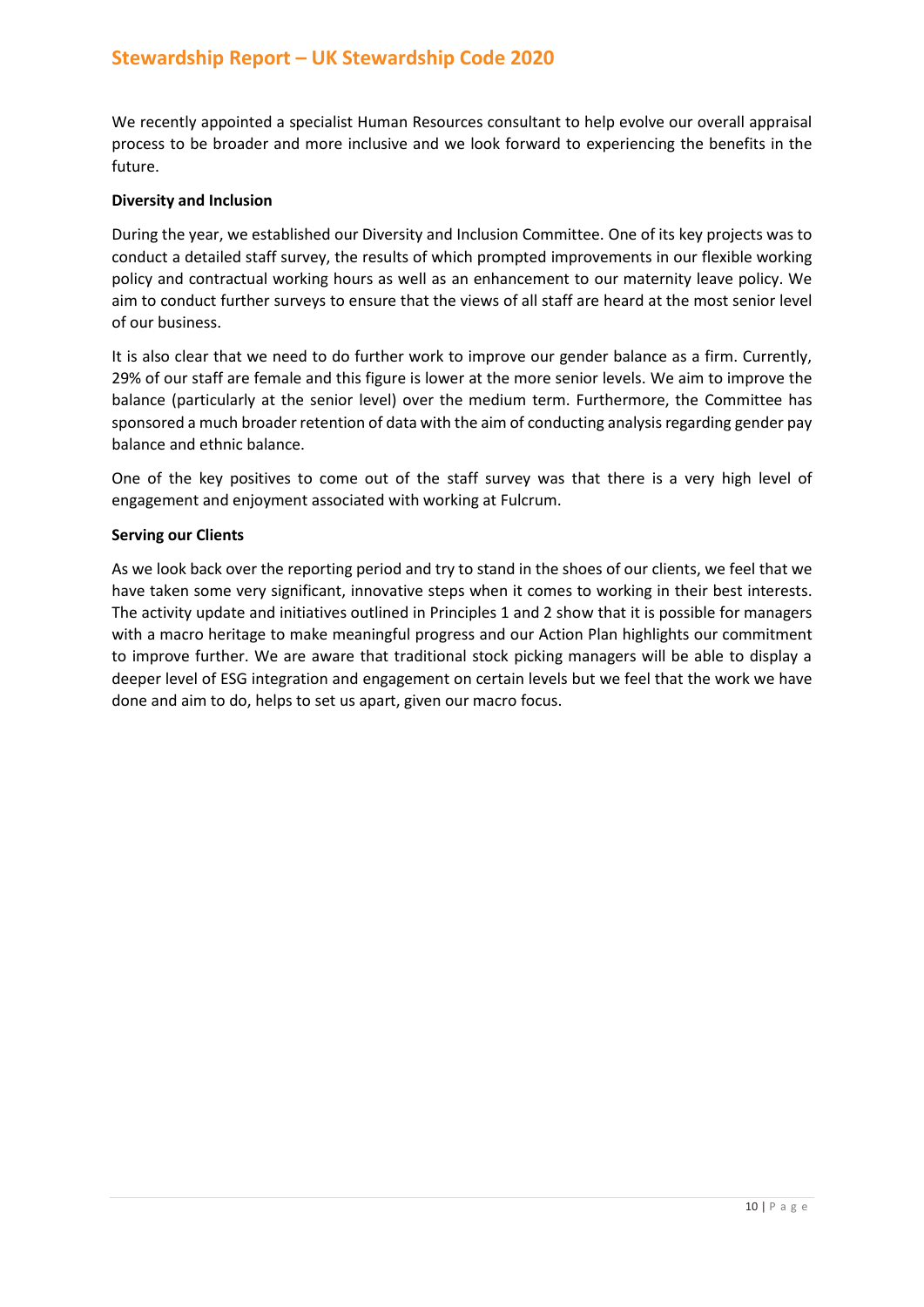We recently appointed a specialist Human Resources consultant to help evolve our overall appraisal process to be broader and more inclusive and we look forward to experiencing the benefits in the future.

**Diversity and Inclusion**

During the year, we established our Diversity and Inclusion Committee. One of its key projects was to conduct a detailed staff survey, the results of which prompted improvements in our flexible working policy and contractual working hours as well as an enhancement to our maternity leave policy. We aim to conduct further surveys to ensure that the views of all staff are heard at the most senior level of our business.

It is also clear that we need to do further work to improve our gender balance as a firm. Currently, 29% of our staff are female and this figure is lower at the more senior levels. We aim to improve the balance (particularly at the senior level) over the medium term. Furthermore, the Committee has sponsored a much broader retention of data with the aim of conducting analysis regarding gender pay balance and ethnic balance.

One of the key positives to come out of the staff survey was that there is a very high level of engagement and enjoyment associated with working at Fulcrum.

**Serving our Clients**

As we look back over the reporting period and try to stand in the shoes of our clients, we feel that we have taken some very significant, innovative steps when it comes to working in their best interests. The activity update and initiatives outlined in Principles 1 and 2 show that it is possible for managers with a macro heritage to make meaningful progress and our Action Plan highlights our commitment to improve further. We are aware that traditional stock picking managers will be able to display a deeper level of ESG integration and engagement on certain levels but we feel that the work we have done and aim to do, helps to set us apart, given our macro focus.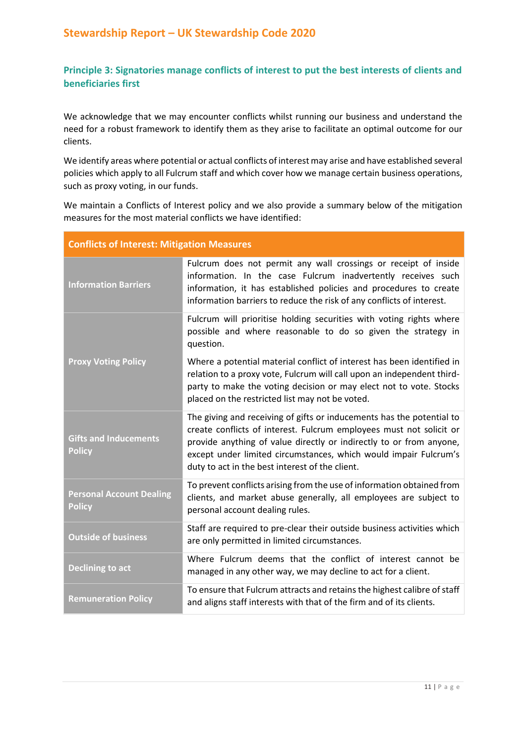## Principle 3: Signatories manage conflicts of interest to put the best interests of clients and beneficiaries first

We acknowledge that we may encounter conflicts whilst running our business and understand the need for a robust framework to identify them as they arise to facilitate an optimal outcome for our clients.

We identify areas where potential or actual conflicts of interest may arise and have established several policies which apply to all Fulcrum staff and which cover how we manage certain business operations, such as proxy voting, in our funds.

We maintain a Conflicts of Interest policy and we also provide a summary below of the mitigation measures for the most material conflicts we have identified:

| Conflicts of Interest: Mitigation Measures | |
|---|---|
| **Information Barriers** | Fulcrum does not permit any wall crossings or receipt of inside information. In the case Fulcrum inadvertently receives such information, it has established policies and procedures to create information barriers to reduce the risk of any conflicts of interest. |
| **Proxy Voting Policy** | Fulcrum will prioritise holding securities with voting rights where possible and where reasonable to do so given the strategy in question.<br><br>Where a potential material conflict of interest has been identified in relation to a proxy vote, Fulcrum will call upon an independent third-party to make the voting decision or may elect not to vote. Stocks placed on the restricted list may not be voted. |
| **Gifts and Inducements Policy** | The giving and receiving of gifts or inducements has the potential to create conflicts of interest. Fulcrum employees must not solicit or provide anything of value directly or indirectly to or from anyone, except under limited circumstances, which would impair Fulcrum's duty to act in the best interest of the client. |
| **Personal Account Dealing Policy** | To prevent conflicts arising from the use of information obtained from clients, and market abuse generally, all employees are subject to personal account dealing rules. |
| **Outside of business** | Staff are required to pre-clear their outside business activities which are only permitted in limited circumstances. |
| **Declining to act** | Where Fulcrum deems that the conflict of interest cannot be managed in any other way, we may decline to act for a client. |
| **Remuneration Policy** | To ensure that Fulcrum attracts and retains the highest calibre of staff and aligns staff interests with that of the firm and of its clients. |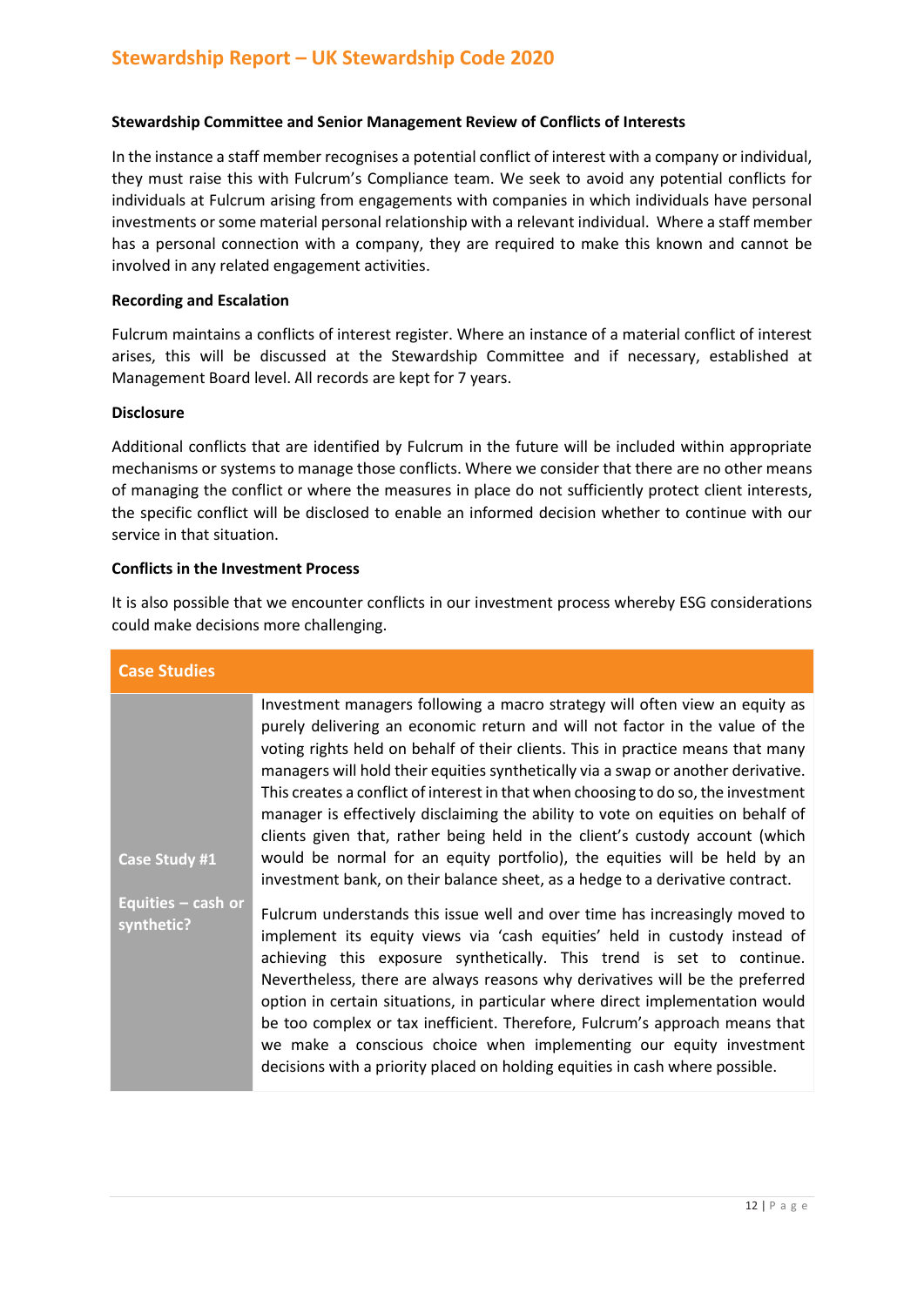### Stewardship Committee and Senior Management Review of Conflicts of Interests

In the instance a staff member recognises a potential conflict of interest with a company or individual, they must raise this with Fulcrum's Compliance team. We seek to avoid any potential conflicts for individuals at Fulcrum arising from engagements with companies in which individuals have personal investments or some material personal relationship with a relevant individual. Where a staff member has a personal connection with a company, they are required to make this known and cannot be involved in any related engagement activities.

### Recording and Escalation

Fulcrum maintains a conflicts of interest register. Where an instance of a material conflict of interest arises, this will be discussed at the Stewardship Committee and if necessary, established at Management Board level. All records are kept for 7 years.

### Disclosure

Additional conflicts that are identified by Fulcrum in the future will be included within appropriate mechanisms or systems to manage those conflicts. Where we consider that there are no other means of managing the conflict or where the measures in place do not sufficiently protect client interests, the specific conflict will be disclosed to enable an informed decision whether to continue with our service in that situation.

### Conflicts in the Investment Process

It is also possible that we encounter conflicts in our investment process whereby ESG considerations could make decisions more challenging.

| Case Studies | |
|---|---|
| **Case Study #1**<br><br>**Equities – cash or synthetic?** | Investment managers following a macro strategy will often view an equity as purely delivering an economic return and will not factor in the value of the voting rights held on behalf of their clients. This in practice means that many managers will hold their equities synthetically via a swap or another derivative. This creates a conflict of interest in that when choosing to do so, the investment manager is effectively disclaiming the ability to vote on equities on behalf of clients given that, rather being held in the client's custody account (which would be normal for an equity portfolio), the equities will be held by an investment bank, on their balance sheet, as a hedge to a derivative contract.<br><br>Fulcrum understands this issue well and over time has increasingly moved to implement its equity views via 'cash equities' held in custody instead of achieving this exposure synthetically. This trend is set to continue. Nevertheless, there are always reasons why derivatives will be the preferred option in certain situations, in particular where direct implementation would be too complex or tax inefficient. Therefore, Fulcrum's approach means that we make a conscious choice when implementing our equity investment decisions with a priority placed on holding equities in cash where possible. |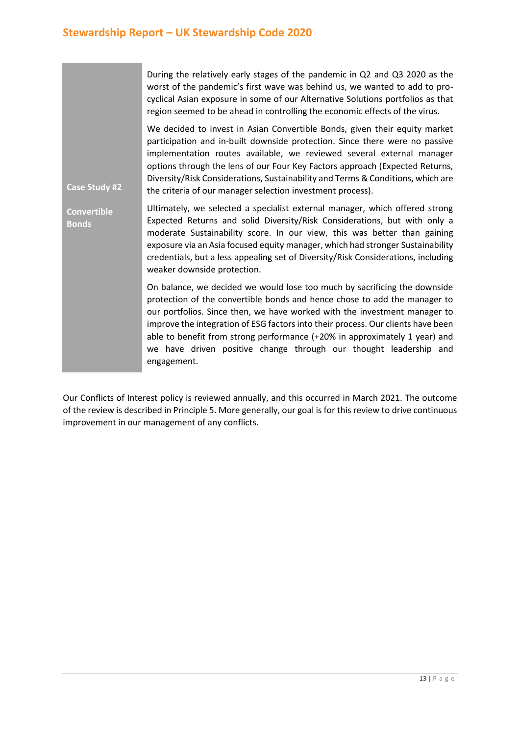| **Case Study #2**<br><br>**Convertible Bonds** | During the relatively early stages of the pandemic in Q2 and Q3 2020 as the worst of the pandemic's first wave was behind us, we wanted to add to pro-cyclical Asian exposure in some of our Alternative Solutions portfolios as that region seemed to be ahead in controlling the economic effects of the virus.<br><br>We decided to invest in Asian Convertible Bonds, given their equity market participation and in-built downside protection. Since there were no passive implementation routes available, we reviewed several external manager options through the lens of our Four Key Factors approach (Expected Returns, Diversity/Risk Considerations, Sustainability and Terms & Conditions, which are the criteria of our manager selection investment process).<br><br>Ultimately, we selected a specialist external manager, which offered strong Expected Returns and solid Diversity/Risk Considerations, but with only a moderate Sustainability score. In our view, this was better than gaining exposure via an Asia focused equity manager, which had stronger Sustainability credentials, but a less appealing set of Diversity/Risk Considerations, including weaker downside protection.<br><br>On balance, we decided we would lose too much by sacrificing the downside protection of the convertible bonds and hence chose to add the manager to our portfolios. Since then, we have worked with the investment manager to improve the integration of ESG factors into their process. Our clients have been able to benefit from strong performance (+20% in approximately 1 year) and we have driven positive change through our thought leadership and engagement. |
|---|---|

Our Conflicts of Interest policy is reviewed annually, and this occurred in March 2021. The outcome of the review is described in Principle 5. More generally, our goal is for this review to drive continuous improvement in our management of any conflicts.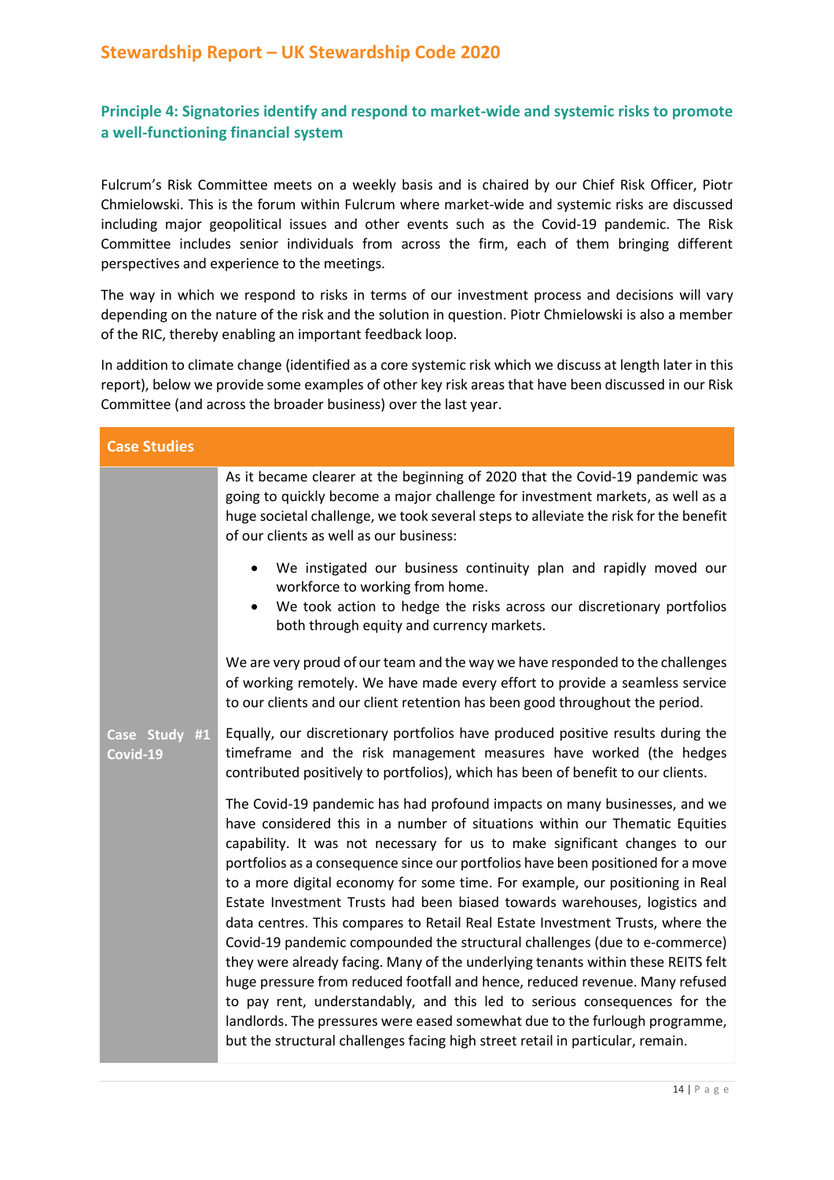## Principle 4: Signatories identify and respond to market-wide and systemic risks to promote a well-functioning financial system

Fulcrum's Risk Committee meets on a weekly basis and is chaired by our Chief Risk Officer, Piotr Chmielowski. This is the forum within Fulcrum where market-wide and systemic risks are discussed including major geopolitical issues and other events such as the Covid-19 pandemic. The Risk Committee includes senior individuals from across the firm, each of them bringing different perspectives and experience to the meetings.

The way in which we respond to risks in terms of our investment process and decisions will vary depending on the nature of the risk and the solution in question. Piotr Chmielowski is also a member of the RIC, thereby enabling an important feedback loop.

In addition to climate change (identified as a core systemic risk which we discuss at length later in this report), below we provide some examples of other key risk areas that have been discussed in our Risk Committee (and across the broader business) over the last year.

### Case Studies

**Case Study #1 Covid-19**

As it became clearer at the beginning of 2020 that the Covid-19 pandemic was going to quickly become a major challenge for investment markets, as well as a huge societal challenge, we took several steps to alleviate the risk for the benefit of our clients as well as our business:

- We instigated our business continuity plan and rapidly moved our workforce to working from home.
- We took action to hedge the risks across our discretionary portfolios both through equity and currency markets.

We are very proud of our team and the way we have responded to the challenges of working remotely. We have made every effort to provide a seamless service to our clients and our client retention has been good throughout the period.

Equally, our discretionary portfolios have produced positive results during the timeframe and the risk management measures have worked (the hedges contributed positively to portfolios), which has been of benefit to our clients.

The Covid-19 pandemic has had profound impacts on many businesses, and we have considered this in a number of situations within our Thematic Equities capability. It was not necessary for us to make significant changes to our portfolios as a consequence since our portfolios have been positioned for a move to a more digital economy for some time. For example, our positioning in Real Estate Investment Trusts had been biased towards warehouses, logistics and data centres. This compares to Retail Real Estate Investment Trusts, where the Covid-19 pandemic compounded the structural challenges (due to e-commerce) they were already facing. Many of the underlying tenants within these REITS felt huge pressure from reduced footfall and hence, reduced revenue. Many refused to pay rent, understandably, and this led to serious consequences for the landlords. The pressures were eased somewhat due to the furlough programme, but the structural challenges facing high street retail in particular, remain.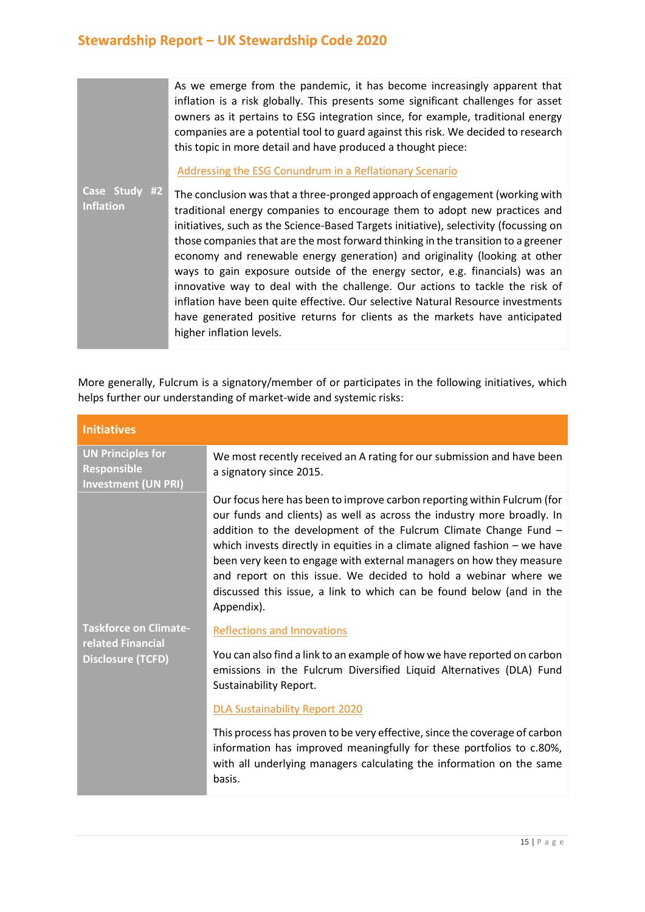| Case Study #2 Inflation | As we emerge from the pandemic, it has become increasingly apparent that inflation is a risk globally. This presents some significant challenges for asset owners as it pertains to ESG integration since, for example, traditional energy companies are a potential tool to guard against this risk. We decided to research this topic in more detail and have produced a thought piece:<br><br>Addressing the ESG Conundrum in a Reflationary Scenario<br><br>The conclusion was that a three-pronged approach of engagement (working with traditional energy companies to encourage them to adopt new practices and initiatives, such as the Science-Based Targets initiative), selectivity (focussing on those companies that are the most forward thinking in the transition to a greener economy and renewable energy generation) and originality (looking at other ways to gain exposure outside of the energy sector, e.g. financials) was an innovative way to deal with the challenge. Our actions to tackle the risk of inflation have been quite effective. Our selective Natural Resource investments have generated positive returns for clients as the markets have anticipated higher inflation levels. |
|---|---|

More generally, Fulcrum is a signatory/member of or participates in the following initiatives, which helps further our understanding of market-wide and systemic risks:

| Initiatives | |
|---|---|
| UN Principles for Responsible Investment (UN PRI) | We most recently received an A rating for our submission and have been a signatory since 2015. |
| Taskforce on Climate-related Financial Disclosure (TCFD) | Our focus here has been to improve carbon reporting within Fulcrum (for our funds and clients) as well as across the industry more broadly. In addition to the development of the Fulcrum Climate Change Fund – which invests directly in equities in a climate aligned fashion – we have been very keen to engage with external managers on how they measure and report on this issue. We decided to hold a webinar where we discussed this issue, a link to which can be found below (and in the Appendix).<br><br>Reflections and Innovations<br><br>You can also find a link to an example of how we have reported on carbon emissions in the Fulcrum Diversified Liquid Alternatives (DLA) Fund Sustainability Report.<br><br>DLA Sustainability Report 2020<br><br>This process has proven to be very effective, since the coverage of carbon information has improved meaningfully for these portfolios to c.80%, with all underlying managers calculating the information on the same basis. |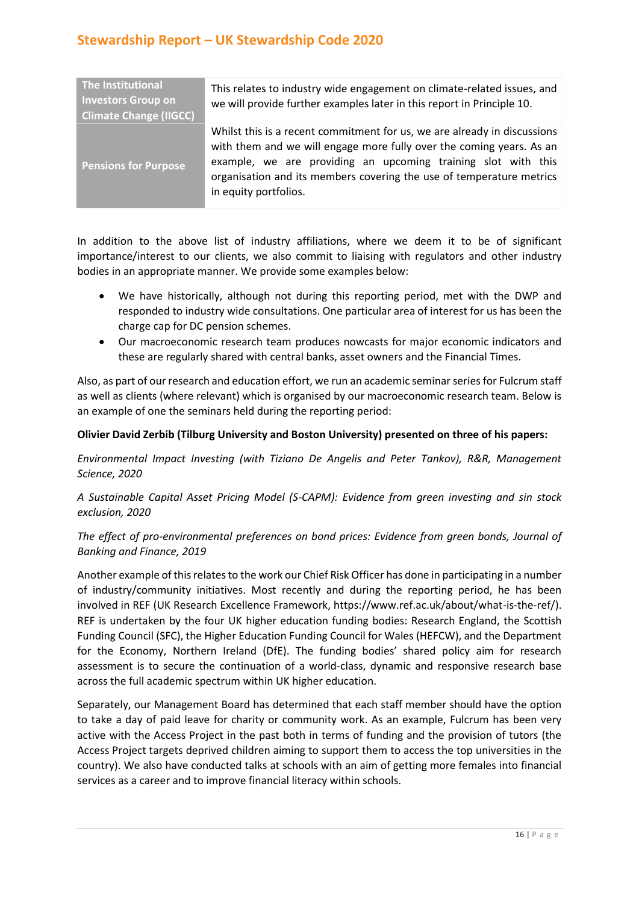| The Institutional Investors Group on Climate Change (IIGCC) | This relates to industry wide engagement on climate-related issues, and we will provide further examples later in this report in Principle 10. |
|---|---|
| Pensions for Purpose | Whilst this is a recent commitment for us, we are already in discussions with them and we will engage more fully over the coming years. As an example, we are providing an upcoming training slot with this organisation and its members covering the use of temperature metrics in equity portfolios. |

In addition to the above list of industry affiliations, where we deem it to be of significant importance/interest to our clients, we also commit to liaising with regulators and other industry bodies in an appropriate manner. We provide some examples below:

- We have historically, although not during this reporting period, met with the DWP and responded to industry wide consultations. One particular area of interest for us has been the charge cap for DC pension schemes.
- Our macroeconomic research team produces nowcasts for major economic indicators and these are regularly shared with central banks, asset owners and the Financial Times.

Also, as part of our research and education effort, we run an academic seminar series for Fulcrum staff as well as clients (where relevant) which is organised by our macroeconomic research team. Below is an example of one the seminars held during the reporting period:

**Olivier David Zerbib (Tilburg University and Boston University) presented on three of his papers:**

*Environmental Impact Investing (with Tiziano De Angelis and Peter Tankov), R&R, Management Science, 2020*

*A Sustainable Capital Asset Pricing Model (S-CAPM): Evidence from green investing and sin stock exclusion, 2020*

*The effect of pro-environmental preferences on bond prices: Evidence from green bonds, Journal of Banking and Finance, 2019*

Another example of this relates to the work our Chief Risk Officer has done in participating in a number of industry/community initiatives. Most recently and during the reporting period, he has been involved in REF (UK Research Excellence Framework, https://www.ref.ac.uk/about/what-is-the-ref/). REF is undertaken by the four UK higher education funding bodies: Research England, the Scottish Funding Council (SFC), the Higher Education Funding Council for Wales (HEFCW), and the Department for the Economy, Northern Ireland (DfE). The funding bodies' shared policy aim for research assessment is to secure the continuation of a world-class, dynamic and responsive research base across the full academic spectrum within UK higher education.

Separately, our Management Board has determined that each staff member should have the option to take a day of paid leave for charity or community work. As an example, Fulcrum has been very active with the Access Project in the past both in terms of funding and the provision of tutors (the Access Project targets deprived children aiming to support them to access the top universities in the country). We also have conducted talks at schools with an aim of getting more females into financial services as a career and to improve financial literacy within schools.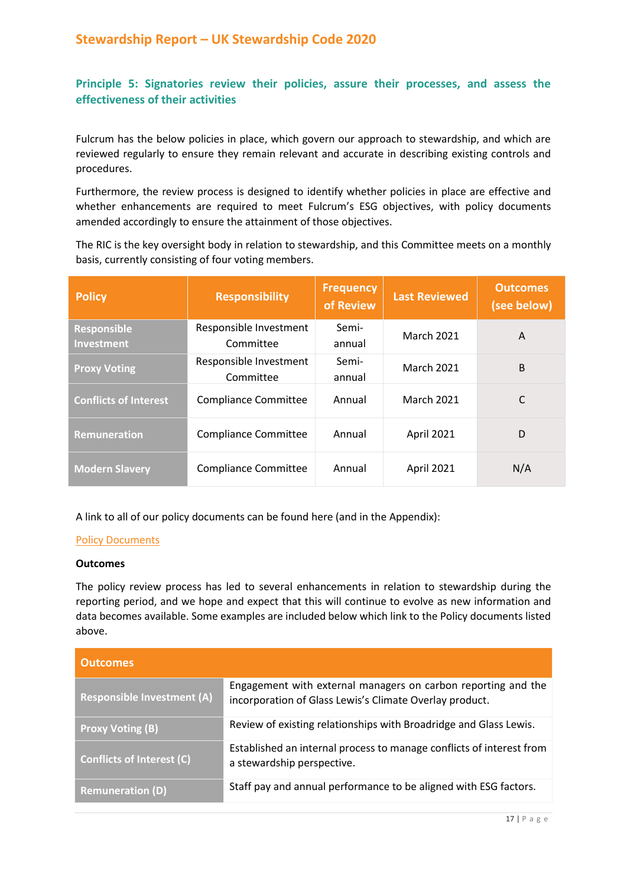## Principle 5: Signatories review their policies, assure their processes, and assess the effectiveness of their activities

Fulcrum has the below policies in place, which govern our approach to stewardship, and which are reviewed regularly to ensure they remain relevant and accurate in describing existing controls and procedures.

Furthermore, the review process is designed to identify whether policies in place are effective and whether enhancements are required to meet Fulcrum's ESG objectives, with policy documents amended accordingly to ensure the attainment of those objectives.

The RIC is the key oversight body in relation to stewardship, and this Committee meets on a monthly basis, currently consisting of four voting members.

| Policy | Responsibility | Frequency of Review | Last Reviewed | Outcomes (see below) |
|---|---|---|---|---|
| **Responsible Investment** | Responsible Investment Committee | Semi-annual | March 2021 | A |
| **Proxy Voting** | Responsible Investment Committee | Semi-annual | March 2021 | B |
| **Conflicts of Interest** | Compliance Committee | Annual | March 2021 | C |
| **Remuneration** | Compliance Committee | Annual | April 2021 | D |
| **Modern Slavery** | Compliance Committee | Annual | April 2021 | N/A |

A link to all of our policy documents can be found here (and in the Appendix):

Policy Documents

**Outcomes**

The policy review process has led to several enhancements in relation to stewardship during the reporting period, and we hope and expect that this will continue to evolve as new information and data becomes available. Some examples are included below which link to the Policy documents listed above.

| Outcomes | |
|---|---|
| **Responsible Investment (A)** | Engagement with external managers on carbon reporting and the incorporation of Glass Lewis's Climate Overlay product. |
| **Proxy Voting (B)** | Review of existing relationships with Broadridge and Glass Lewis. |
| **Conflicts of Interest (C)** | Established an internal process to manage conflicts of interest from a stewardship perspective. |
| **Remuneration (D)** | Staff pay and annual performance to be aligned with ESG factors. |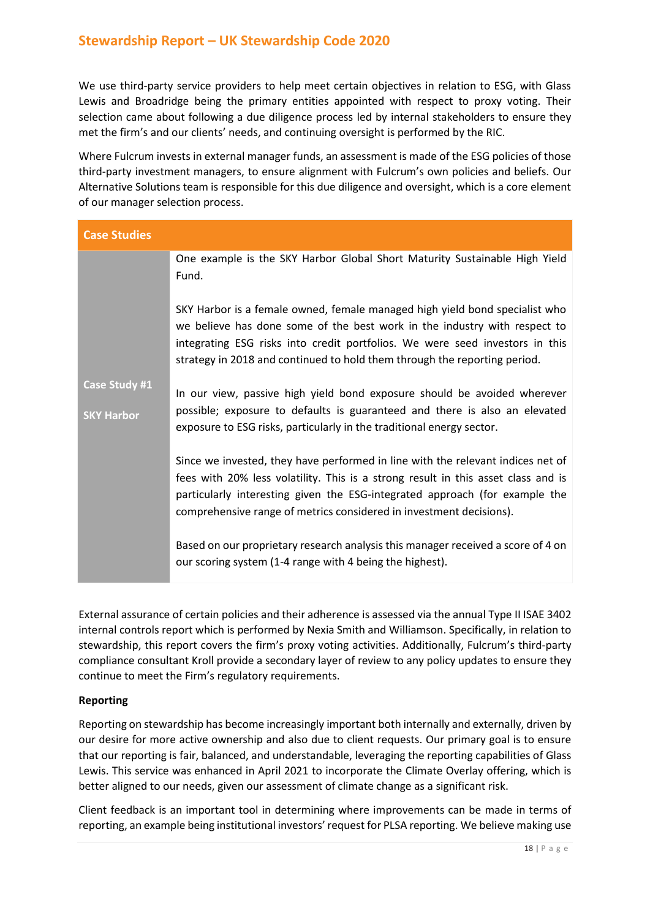We use third-party service providers to help meet certain objectives in relation to ESG, with Glass Lewis and Broadridge being the primary entities appointed with respect to proxy voting. Their selection came about following a due diligence process led by internal stakeholders to ensure they met the firm's and our clients' needs, and continuing oversight is performed by the RIC.

Where Fulcrum invests in external manager funds, an assessment is made of the ESG policies of those third-party investment managers, to ensure alignment with Fulcrum's own policies and beliefs. Our Alternative Solutions team is responsible for this due diligence and oversight, which is a core element of our manager selection process.

| Case Studies | |
|---|---|
| **Case Study #1**<br><br>**SKY Harbor** | One example is the SKY Harbor Global Short Maturity Sustainable High Yield Fund.<br><br>SKY Harbor is a female owned, female managed high yield bond specialist who we believe has done some of the best work in the industry with respect to integrating ESG risks into credit portfolios. We were seed investors in this strategy in 2018 and continued to hold them through the reporting period.<br><br>In our view, passive high yield bond exposure should be avoided wherever possible; exposure to defaults is guaranteed and there is also an elevated exposure to ESG risks, particularly in the traditional energy sector.<br><br>Since we invested, they have performed in line with the relevant indices net of fees with 20% less volatility. This is a strong result in this asset class and is particularly interesting given the ESG-integrated approach (for example the comprehensive range of metrics considered in investment decisions).<br><br>Based on our proprietary research analysis this manager received a score of 4 on our scoring system (1-4 range with 4 being the highest). |

External assurance of certain policies and their adherence is assessed via the annual Type II ISAE 3402 internal controls report which is performed by Nexia Smith and Williamson. Specifically, in relation to stewardship, this report covers the firm's proxy voting activities. Additionally, Fulcrum's third-party compliance consultant Kroll provide a secondary layer of review to any policy updates to ensure they continue to meet the Firm's regulatory requirements.

**Reporting**

Reporting on stewardship has become increasingly important both internally and externally, driven by our desire for more active ownership and also due to client requests. Our primary goal is to ensure that our reporting is fair, balanced, and understandable, leveraging the reporting capabilities of Glass Lewis. This service was enhanced in April 2021 to incorporate the Climate Overlay offering, which is better aligned to our needs, given our assessment of climate change as a significant risk.

Client feedback is an important tool in determining where improvements can be made in terms of reporting, an example being institutional investors' request for PLSA reporting. We believe making use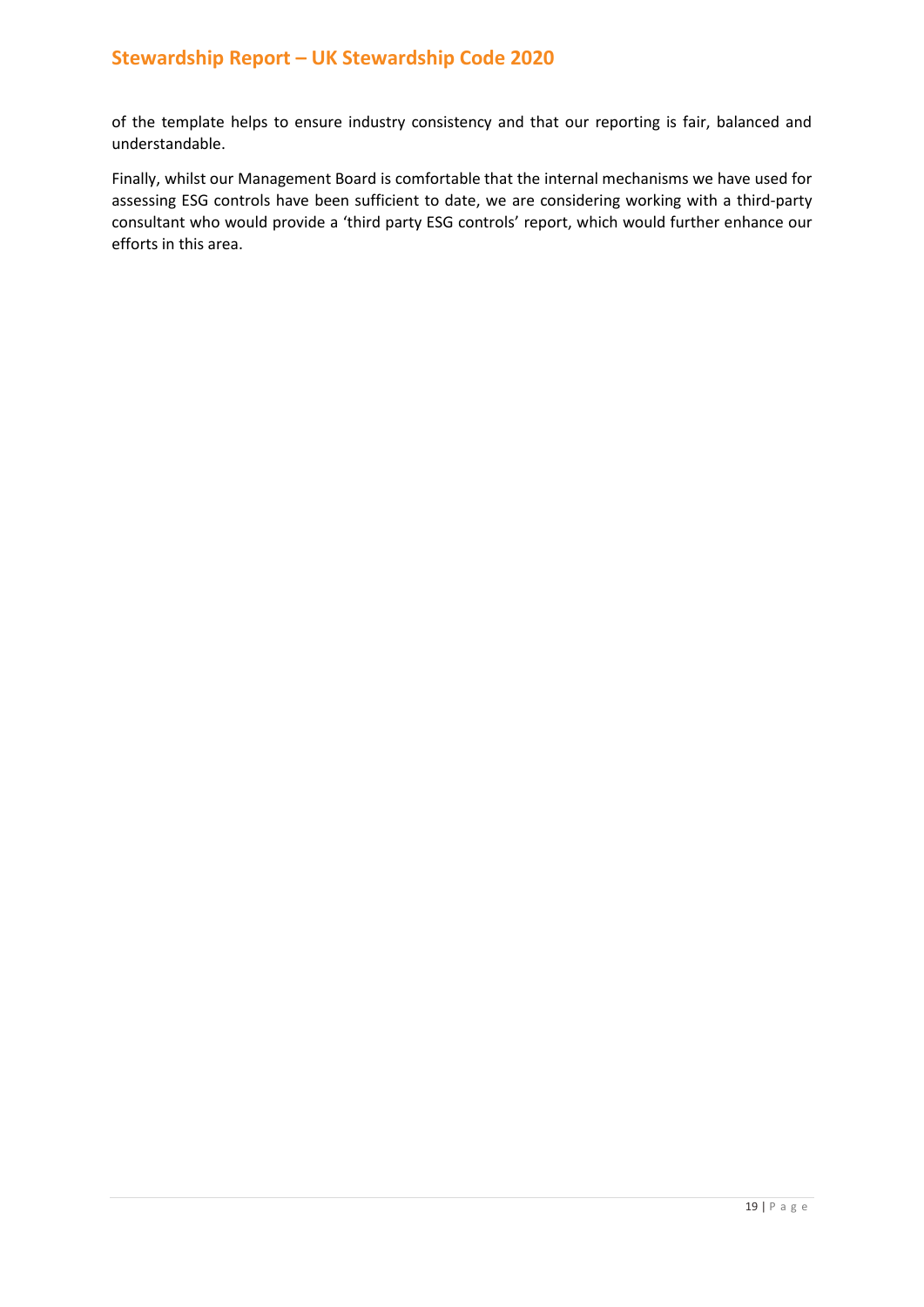of the template helps to ensure industry consistency and that our reporting is fair, balanced and understandable.

Finally, whilst our Management Board is comfortable that the internal mechanisms we have used for assessing ESG controls have been sufficient to date, we are considering working with a third-party consultant who would provide a 'third party ESG controls' report, which would further enhance our efforts in this area.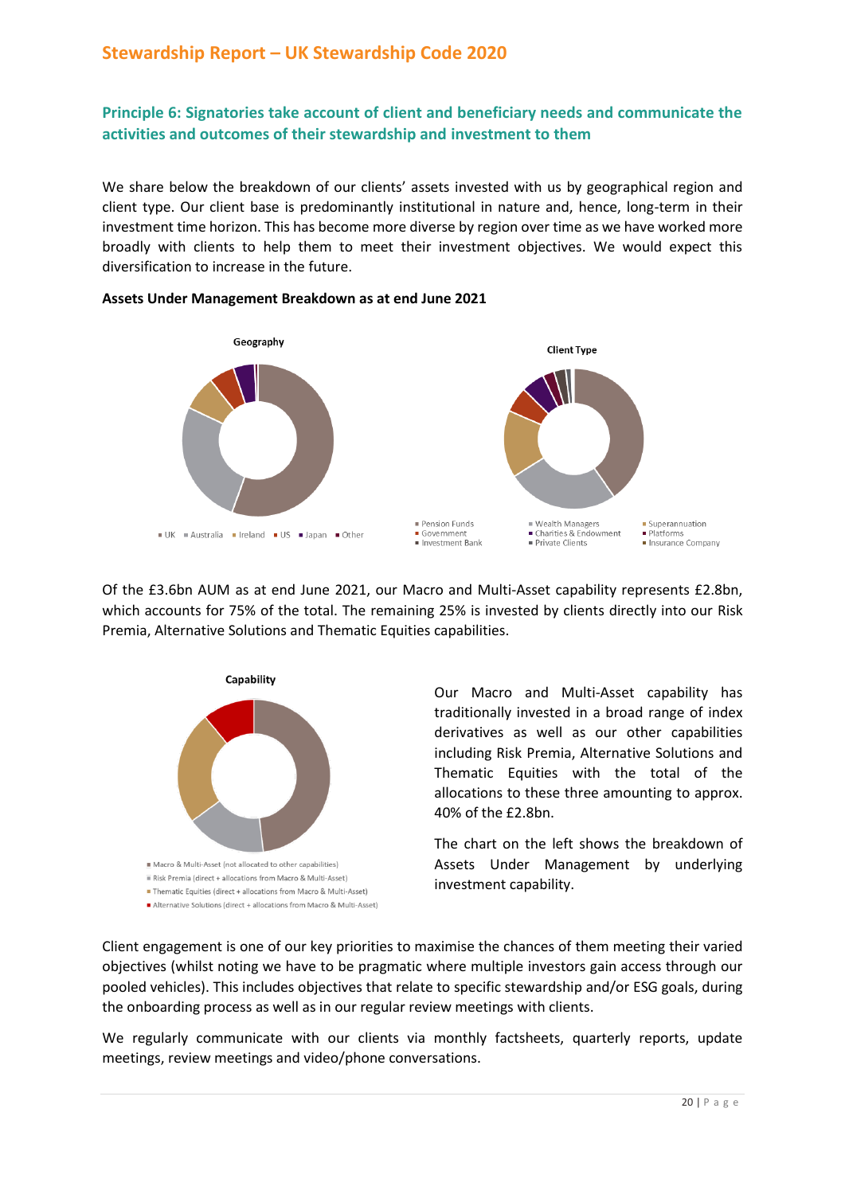## Principle 6: Signatories take account of client and beneficiary needs and communicate the activities and outcomes of their stewardship and investment to them

We share below the breakdown of our clients' assets invested with us by geographical region and client type. Our client base is predominantly institutional in nature and, hence, long-term in their investment time horizon. This has become more diverse by region over time as we have worked more broadly with clients to help them to meet their investment objectives. We would expect this diversification to increase in the future.

**Assets Under Management Breakdown as at end June 2021**

Geography

■ UK ■ Australia ■ Ireland ■ US ■ Japan ■ Other

Client Type

■ Pension Funds ■ Wealth Managers ■ Superannuation
■ Government ■ Charities & Endowment ■ Platforms
■ Investment Bank ■ Private Clients ■ Insurance Company

Of the £3.6bn AUM as at end June 2021, our Macro and Multi-Asset capability represents £2.8bn, which accounts for 75% of the total. The remaining 25% is invested by clients directly into our Risk Premia, Alternative Solutions and Thematic Equities capabilities.

Capability

■ Macro & Multi-Asset (not allocated to other capabilities)
■ Risk Premia (direct + allocations from Macro & Multi-Asset)
■ Thematic Equities (direct + allocations from Macro & Multi-Asset)
■ Alternative Solutions (direct + allocations from Macro & Multi-Asset)

Our Macro and Multi-Asset capability has traditionally invested in a broad range of index derivatives as well as our other capabilities including Risk Premia, Alternative Solutions and Thematic Equities with the total of the allocations to these three amounting to approx. 40% of the £2.8bn.

The chart on the left shows the breakdown of Assets Under Management by underlying investment capability.

Client engagement is one of our key priorities to maximise the chances of them meeting their varied objectives (whilst noting we have to be pragmatic where multiple investors gain access through our pooled vehicles). This includes objectives that relate to specific stewardship and/or ESG goals, during the onboarding process as well as in our regular review meetings with clients.

We regularly communicate with our clients via monthly factsheets, quarterly reports, update meetings, review meetings and video/phone conversations.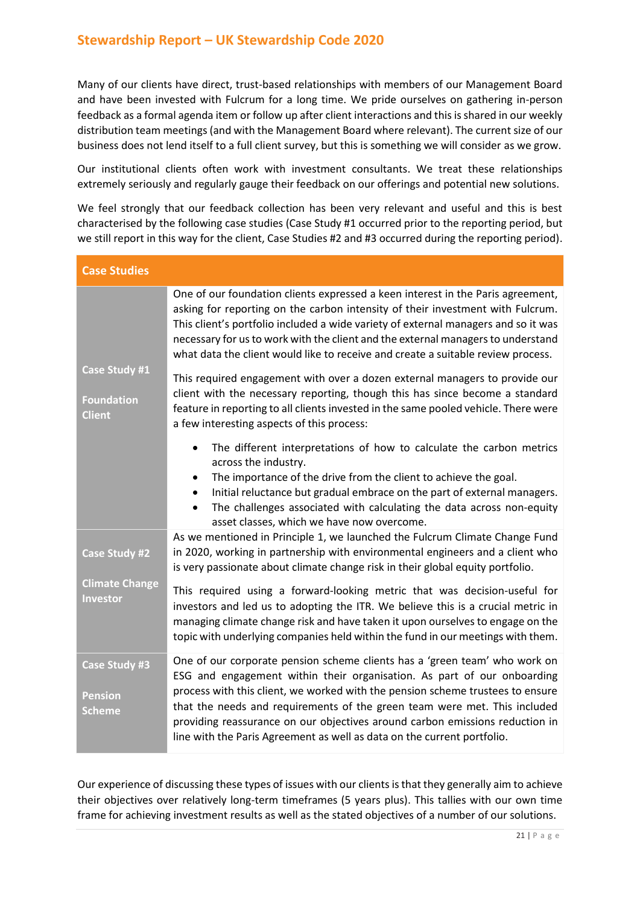Many of our clients have direct, trust-based relationships with members of our Management Board and have been invested with Fulcrum for a long time. We pride ourselves on gathering in-person feedback as a formal agenda item or follow up after client interactions and this is shared in our weekly distribution team meetings (and with the Management Board where relevant). The current size of our business does not lend itself to a full client survey, but this is something we will consider as we grow.

Our institutional clients often work with investment consultants. We treat these relationships extremely seriously and regularly gauge their feedback on our offerings and potential new solutions.

We feel strongly that our feedback collection has been very relevant and useful and this is best characterised by the following case studies (Case Study #1 occurred prior to the reporting period, but we still report in this way for the client, Case Studies #2 and #3 occurred during the reporting period).

| Case Studies | |
|---|---|
| **Case Study #1**<br><br>**Foundation Client** | One of our foundation clients expressed a keen interest in the Paris agreement, asking for reporting on the carbon intensity of their investment with Fulcrum. This client's portfolio included a wide variety of external managers and so it was necessary for us to work with the client and the external managers to understand what data the client would like to receive and create a suitable review process.<br><br>This required engagement with over a dozen external managers to provide our client with the necessary reporting, though this has since become a standard feature in reporting to all clients invested in the same pooled vehicle. There were a few interesting aspects of this process:<br><br>• The different interpretations of how to calculate the carbon metrics across the industry.<br>• The importance of the drive from the client to achieve the goal.<br>• Initial reluctance but gradual embrace on the part of external managers.<br>• The challenges associated with calculating the data across non-equity asset classes, which we have now overcome. |
| **Case Study #2**<br><br>**Climate Change Investor** | As we mentioned in Principle 1, we launched the Fulcrum Climate Change Fund in 2020, working in partnership with environmental engineers and a client who is very passionate about climate change risk in their global equity portfolio.<br><br>This required using a forward-looking metric that was decision-useful for investors and led us to adopting the ITR. We believe this is a crucial metric in managing climate change risk and have taken it upon ourselves to engage on the topic with underlying companies held within the fund in our meetings with them. |
| **Case Study #3**<br><br>**Pension Scheme** | One of our corporate pension scheme clients has a 'green team' who work on ESG and engagement within their organisation. As part of our onboarding process with this client, we worked with the pension scheme trustees to ensure that the needs and requirements of the green team were met. This included providing reassurance on our objectives around carbon emissions reduction in line with the Paris Agreement as well as data on the current portfolio. |

Our experience of discussing these types of issues with our clients is that they generally aim to achieve their objectives over relatively long-term timeframes (5 years plus). This tallies with our own time frame for achieving investment results as well as the stated objectives of a number of our solutions.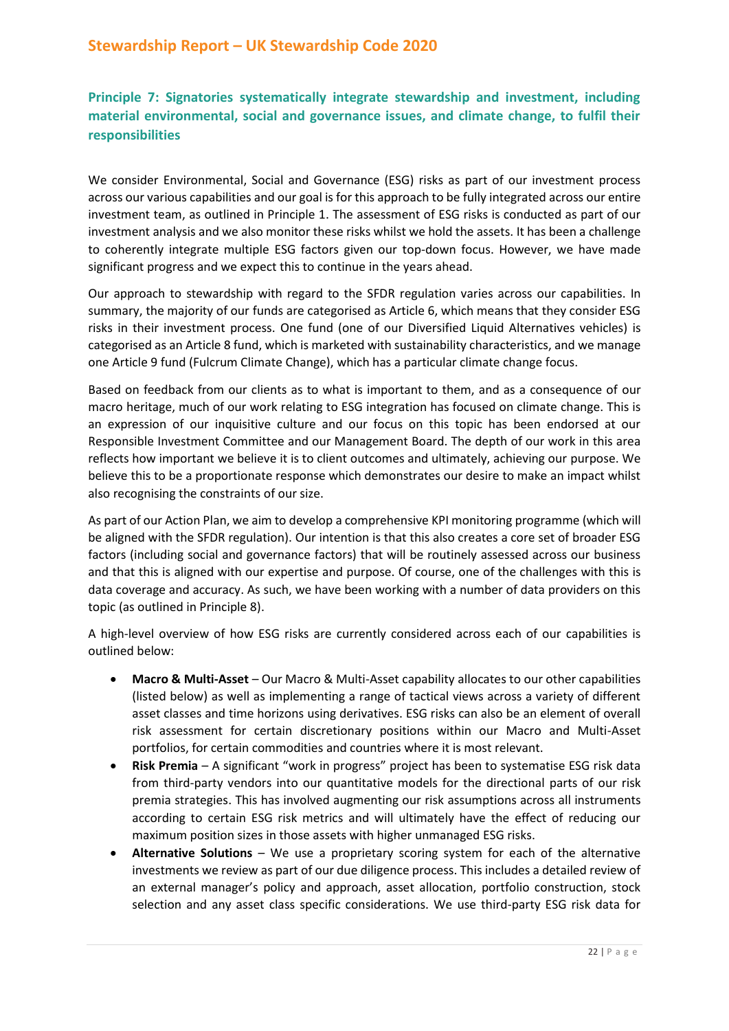## Principle 7: Signatories systematically integrate stewardship and investment, including material environmental, social and governance issues, and climate change, to fulfil their responsibilities

We consider Environmental, Social and Governance (ESG) risks as part of our investment process across our various capabilities and our goal is for this approach to be fully integrated across our entire investment team, as outlined in Principle 1. The assessment of ESG risks is conducted as part of our investment analysis and we also monitor these risks whilst we hold the assets. It has been a challenge to coherently integrate multiple ESG factors given our top-down focus. However, we have made significant progress and we expect this to continue in the years ahead.

Our approach to stewardship with regard to the SFDR regulation varies across our capabilities. In summary, the majority of our funds are categorised as Article 6, which means that they consider ESG risks in their investment process. One fund (one of our Diversified Liquid Alternatives vehicles) is categorised as an Article 8 fund, which is marketed with sustainability characteristics, and we manage one Article 9 fund (Fulcrum Climate Change), which has a particular climate change focus.

Based on feedback from our clients as to what is important to them, and as a consequence of our macro heritage, much of our work relating to ESG integration has focused on climate change. This is an expression of our inquisitive culture and our focus on this topic has been endorsed at our Responsible Investment Committee and our Management Board. The depth of our work in this area reflects how important we believe it is to client outcomes and ultimately, achieving our purpose. We believe this to be a proportionate response which demonstrates our desire to make an impact whilst also recognising the constraints of our size.

As part of our Action Plan, we aim to develop a comprehensive KPI monitoring programme (which will be aligned with the SFDR regulation). Our intention is that this also creates a core set of broader ESG factors (including social and governance factors) that will be routinely assessed across our business and that this is aligned with our expertise and purpose. Of course, one of the challenges with this is data coverage and accuracy. As such, we have been working with a number of data providers on this topic (as outlined in Principle 8).

A high-level overview of how ESG risks are currently considered across each of our capabilities is outlined below:

- **Macro & Multi-Asset** – Our Macro & Multi-Asset capability allocates to our other capabilities (listed below) as well as implementing a range of tactical views across a variety of different asset classes and time horizons using derivatives. ESG risks can also be an element of overall risk assessment for certain discretionary positions within our Macro and Multi-Asset portfolios, for certain commodities and countries where it is most relevant.
- **Risk Premia** – A significant "work in progress" project has been to systematise ESG risk data from third-party vendors into our quantitative models for the directional parts of our risk premia strategies. This has involved augmenting our risk assumptions across all instruments according to certain ESG risk metrics and will ultimately have the effect of reducing our maximum position sizes in those assets with higher unmanaged ESG risks.
- **Alternative Solutions** – We use a proprietary scoring system for each of the alternative investments we review as part of our due diligence process. This includes a detailed review of an external manager's policy and approach, asset allocation, portfolio construction, stock selection and any asset class specific considerations. We use third-party ESG risk data for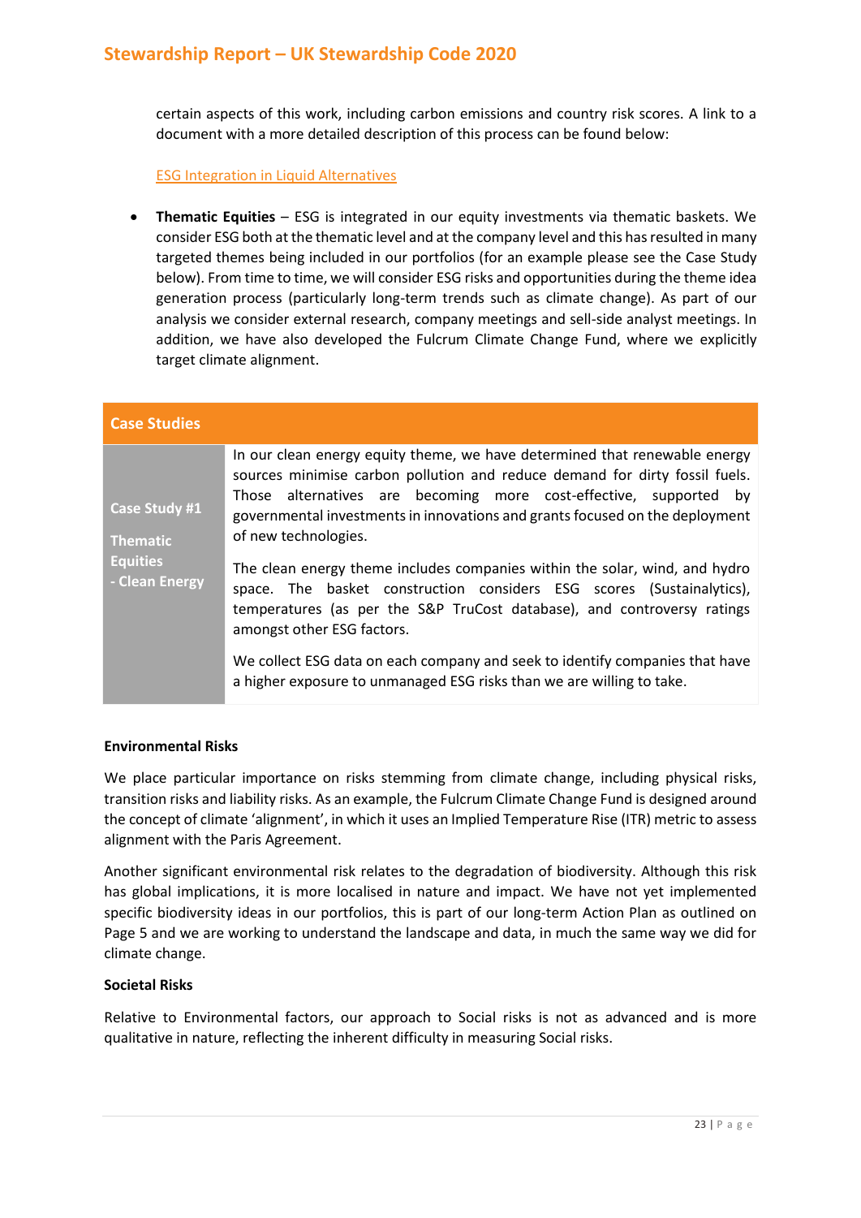certain aspects of this work, including carbon emissions and country risk scores. A link to a document with a more detailed description of this process can be found below:

ESG Integration in Liquid Alternatives

- **Thematic Equities** – ESG is integrated in our equity investments via thematic baskets. We consider ESG both at the thematic level and at the company level and this has resulted in many targeted themes being included in our portfolios (for an example please see the Case Study below). From time to time, we will consider ESG risks and opportunities during the theme idea generation process (particularly long-term trends such as climate change). As part of our analysis we consider external research, company meetings and sell-side analyst meetings. In addition, we have also developed the Fulcrum Climate Change Fund, where we explicitly target climate alignment.

| Case Studies | |
| --- | --- |
| **Case Study #1**<br><br>**Thematic Equities - Clean Energy** | In our clean energy equity theme, we have determined that renewable energy sources minimise carbon pollution and reduce demand for dirty fossil fuels. Those alternatives are becoming more cost-effective, supported by governmental investments in innovations and grants focused on the deployment of new technologies.<br><br>The clean energy theme includes companies within the solar, wind, and hydro space. The basket construction considers ESG scores (Sustainalytics), temperatures (as per the S&P TruCost database), and controversy ratings amongst other ESG factors.<br><br>We collect ESG data on each company and seek to identify companies that have a higher exposure to unmanaged ESG risks than we are willing to take. |

**Environmental Risks**

We place particular importance on risks stemming from climate change, including physical risks, transition risks and liability risks. As an example, the Fulcrum Climate Change Fund is designed around the concept of climate 'alignment', in which it uses an Implied Temperature Rise (ITR) metric to assess alignment with the Paris Agreement.

Another significant environmental risk relates to the degradation of biodiversity. Although this risk has global implications, it is more localised in nature and impact. We have not yet implemented specific biodiversity ideas in our portfolios, this is part of our long-term Action Plan as outlined on Page 5 and we are working to understand the landscape and data, in much the same way we did for climate change.

**Societal Risks**

Relative to Environmental factors, our approach to Social risks is not as advanced and is more qualitative in nature, reflecting the inherent difficulty in measuring Social risks.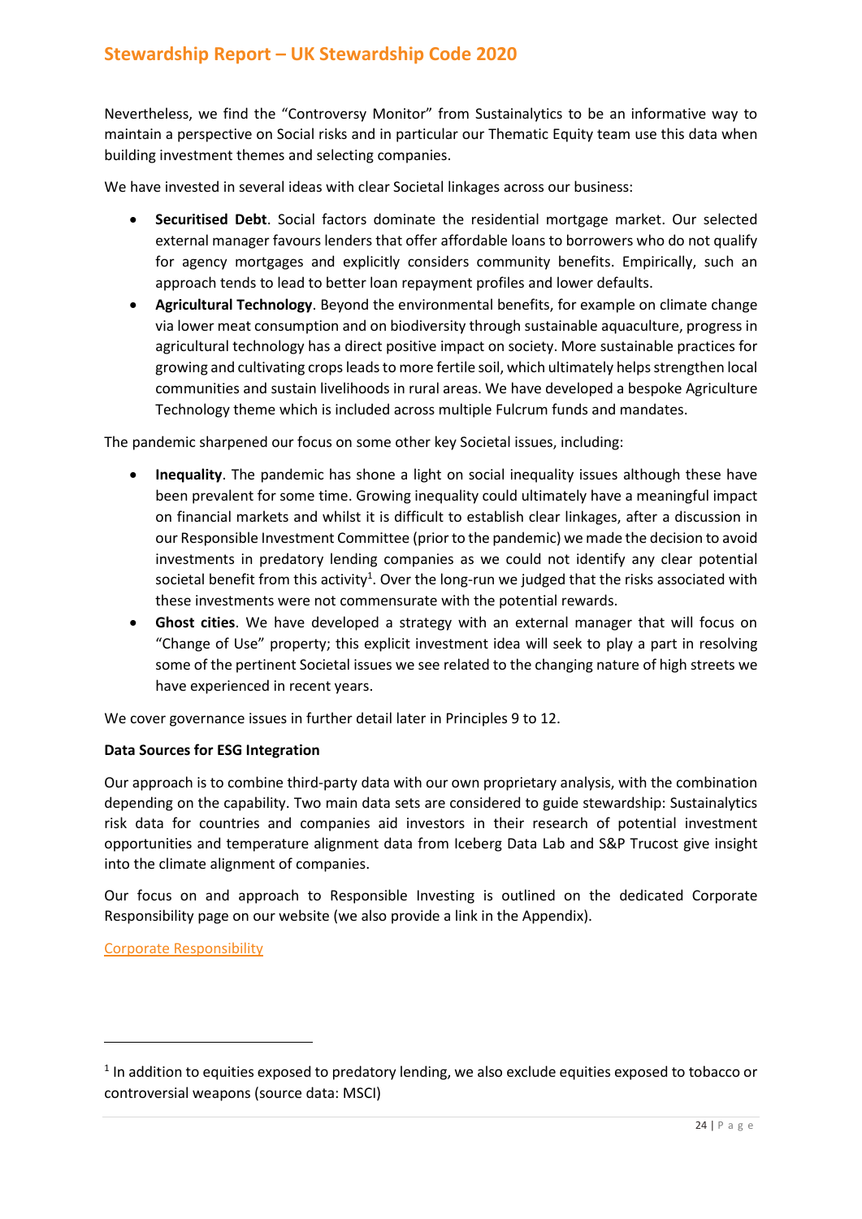Nevertheless, we find the "Controversy Monitor" from Sustainalytics to be an informative way to maintain a perspective on Social risks and in particular our Thematic Equity team use this data when building investment themes and selecting companies.

We have invested in several ideas with clear Societal linkages across our business:

- **Securitised Debt**. Social factors dominate the residential mortgage market. Our selected external manager favours lenders that offer affordable loans to borrowers who do not qualify for agency mortgages and explicitly considers community benefits. Empirically, such an approach tends to lead to better loan repayment profiles and lower defaults.
- **Agricultural Technology**. Beyond the environmental benefits, for example on climate change via lower meat consumption and on biodiversity through sustainable aquaculture, progress in agricultural technology has a direct positive impact on society. More sustainable practices for growing and cultivating crops leads to more fertile soil, which ultimately helps strengthen local communities and sustain livelihoods in rural areas. We have developed a bespoke Agriculture Technology theme which is included across multiple Fulcrum funds and mandates.

The pandemic sharpened our focus on some other key Societal issues, including:

- **Inequality**. The pandemic has shone a light on social inequality issues although these have been prevalent for some time. Growing inequality could ultimately have a meaningful impact on financial markets and whilst it is difficult to establish clear linkages, after a discussion in our Responsible Investment Committee (prior to the pandemic) we made the decision to avoid investments in predatory lending companies as we could not identify any clear potential societal benefit from this activity[1]. Over the long-run we judged that the risks associated with these investments were not commensurate with the potential rewards.
- **Ghost cities**. We have developed a strategy with an external manager that will focus on "Change of Use" property; this explicit investment idea will seek to play a part in resolving some of the pertinent Societal issues we see related to the changing nature of high streets we have experienced in recent years.

We cover governance issues in further detail later in Principles 9 to 12.

**Data Sources for ESG Integration**

Our approach is to combine third-party data with our own proprietary analysis, with the combination depending on the capability. Two main data sets are considered to guide stewardship: Sustainalytics risk data for countries and companies aid investors in their research of potential investment opportunities and temperature alignment data from Iceberg Data Lab and S&P Trucost give insight into the climate alignment of companies.

Our focus on and approach to Responsible Investing is outlined on the dedicated Corporate Responsibility page on our website (we also provide a link in the Appendix).

Corporate Responsibility

[1] In addition to equities exposed to predatory lending, we also exclude equities exposed to tobacco or controversial weapons (source data: MSCI)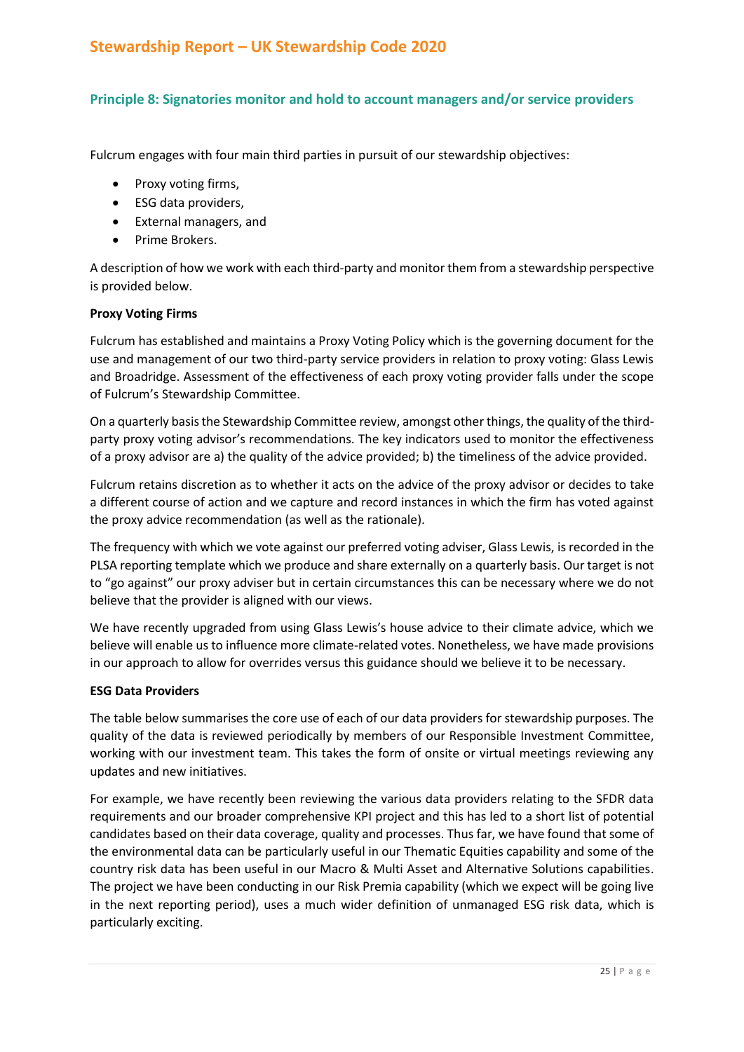## Principle 8: Signatories monitor and hold to account managers and/or service providers

Fulcrum engages with four main third parties in pursuit of our stewardship objectives:

- Proxy voting firms,
- ESG data providers,
- External managers, and
- Prime Brokers.

A description of how we work with each third-party and monitor them from a stewardship perspective is provided below.

**Proxy Voting Firms**

Fulcrum has established and maintains a Proxy Voting Policy which is the governing document for the use and management of our two third-party service providers in relation to proxy voting: Glass Lewis and Broadridge. Assessment of the effectiveness of each proxy voting provider falls under the scope of Fulcrum's Stewardship Committee.

On a quarterly basis the Stewardship Committee review, amongst other things, the quality of the third-party proxy voting advisor's recommendations. The key indicators used to monitor the effectiveness of a proxy advisor are a) the quality of the advice provided; b) the timeliness of the advice provided.

Fulcrum retains discretion as to whether it acts on the advice of the proxy advisor or decides to take a different course of action and we capture and record instances in which the firm has voted against the proxy advice recommendation (as well as the rationale).

The frequency with which we vote against our preferred voting adviser, Glass Lewis, is recorded in the PLSA reporting template which we produce and share externally on a quarterly basis. Our target is not to "go against" our proxy adviser but in certain circumstances this can be necessary where we do not believe that the provider is aligned with our views.

We have recently upgraded from using Glass Lewis's house advice to their climate advice, which we believe will enable us to influence more climate-related votes. Nonetheless, we have made provisions in our approach to allow for overrides versus this guidance should we believe it to be necessary.

**ESG Data Providers**

The table below summarises the core use of each of our data providers for stewardship purposes. The quality of the data is reviewed periodically by members of our Responsible Investment Committee, working with our investment team. This takes the form of onsite or virtual meetings reviewing any updates and new initiatives.

For example, we have recently been reviewing the various data providers relating to the SFDR data requirements and our broader comprehensive KPI project and this has led to a short list of potential candidates based on their data coverage, quality and processes. Thus far, we have found that some of the environmental data can be particularly useful in our Thematic Equities capability and some of the country risk data has been useful in our Macro & Multi Asset and Alternative Solutions capabilities. The project we have been conducting in our Risk Premia capability (which we expect will be going live in the next reporting period), uses a much wider definition of unmanaged ESG risk data, which is particularly exciting.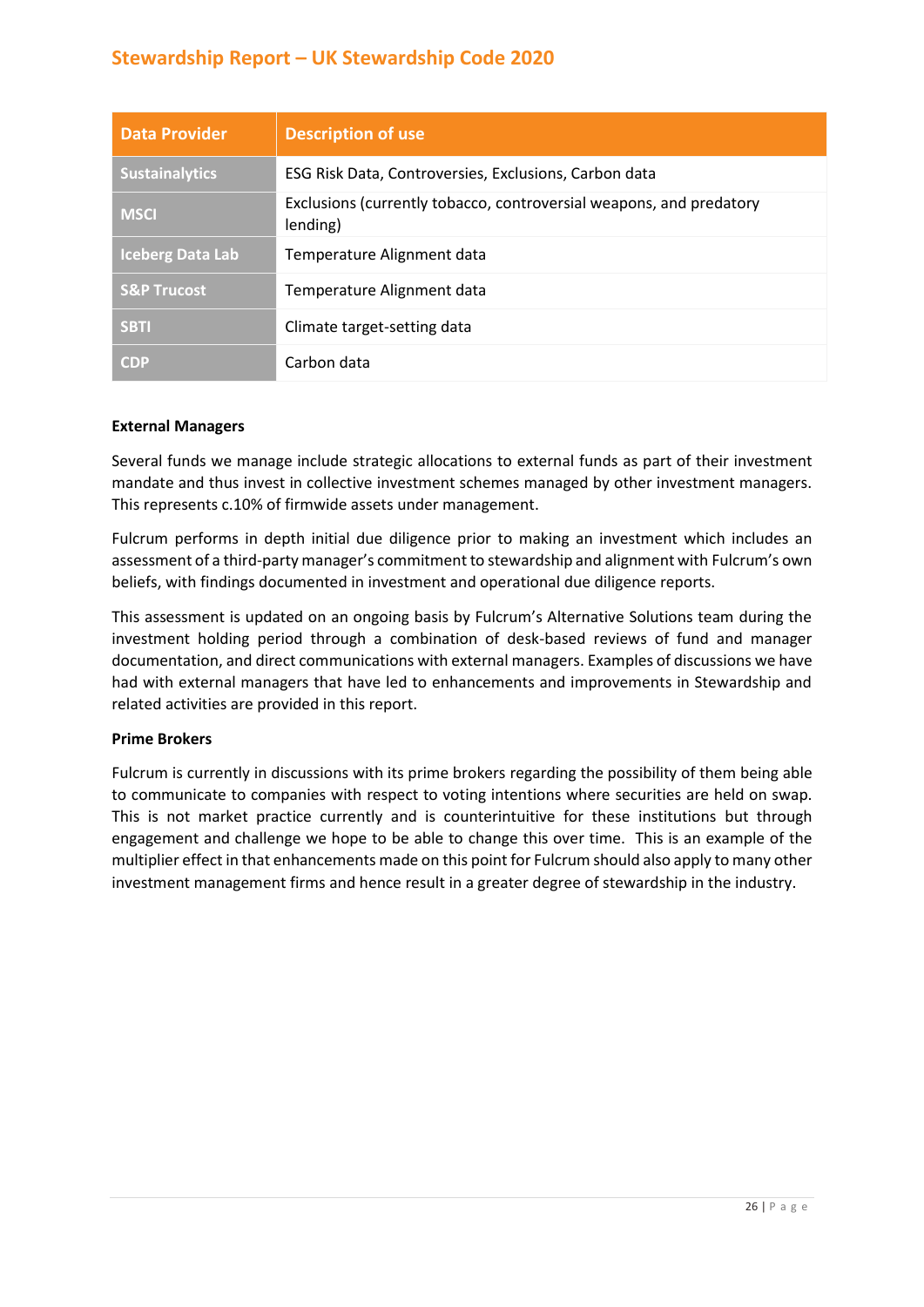| Data Provider | Description of use |
| --- | --- |
| Sustainalytics | ESG Risk Data, Controversies, Exclusions, Carbon data |
| MSCI | Exclusions (currently tobacco, controversial weapons, and predatory lending) |
| Iceberg Data Lab | Temperature Alignment data |
| S&P Trucost | Temperature Alignment data |
| SBTI | Climate target-setting data |
| CDP | Carbon data |

**External Managers**

Several funds we manage include strategic allocations to external funds as part of their investment mandate and thus invest in collective investment schemes managed by other investment managers. This represents c.10% of firmwide assets under management.

Fulcrum performs in depth initial due diligence prior to making an investment which includes an assessment of a third-party manager's commitment to stewardship and alignment with Fulcrum's own beliefs, with findings documented in investment and operational due diligence reports.

This assessment is updated on an ongoing basis by Fulcrum's Alternative Solutions team during the investment holding period through a combination of desk-based reviews of fund and manager documentation, and direct communications with external managers. Examples of discussions we have had with external managers that have led to enhancements and improvements in Stewardship and related activities are provided in this report.

**Prime Brokers**

Fulcrum is currently in discussions with its prime brokers regarding the possibility of them being able to communicate to companies with respect to voting intentions where securities are held on swap. This is not market practice currently and is counterintuitive for these institutions but through engagement and challenge we hope to be able to change this over time. This is an example of the multiplier effect in that enhancements made on this point for Fulcrum should also apply to many other investment management firms and hence result in a greater degree of stewardship in the industry.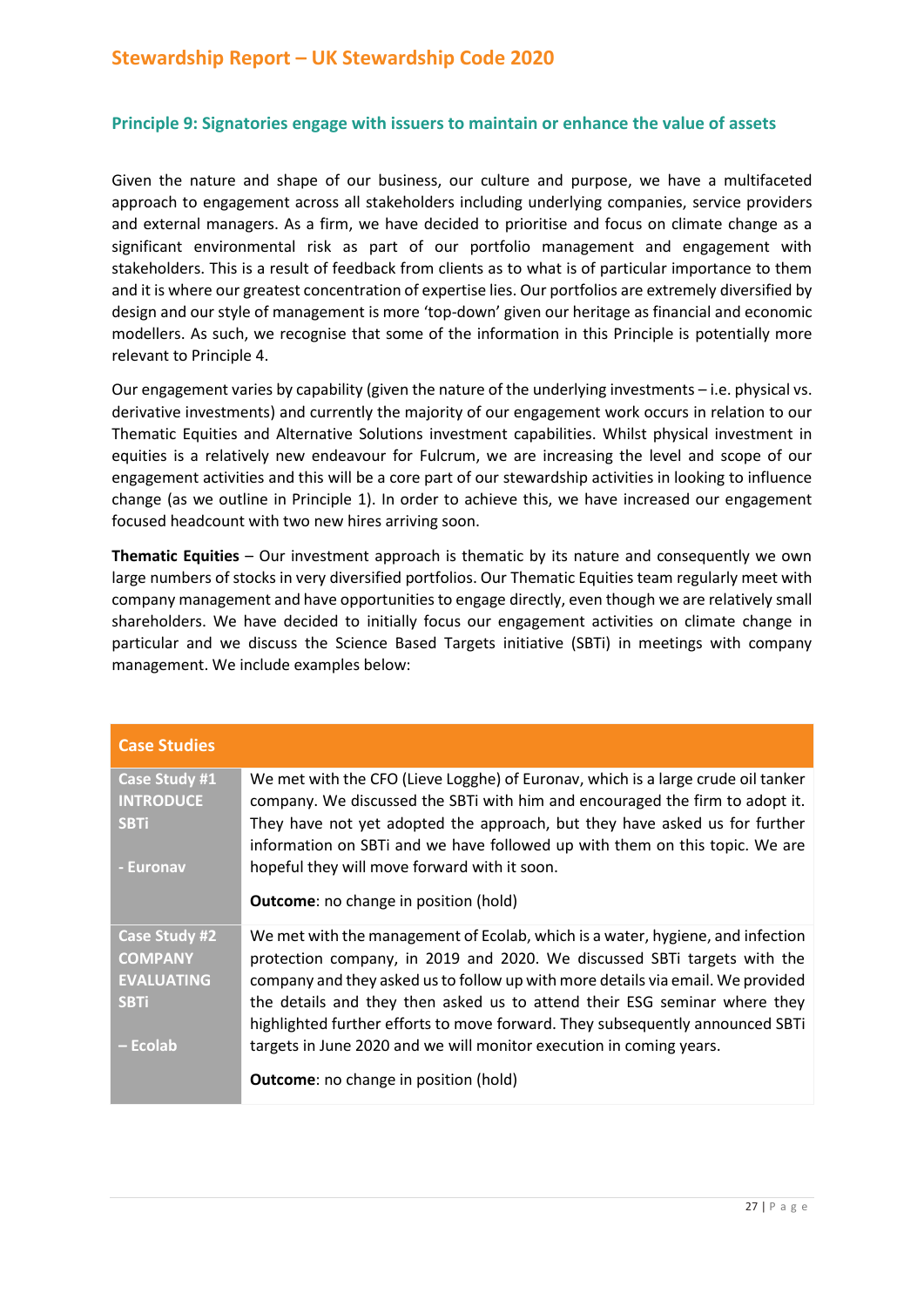# Stewardship Report – UK Stewardship Code 2020

## Principle 9: Signatories engage with issuers to maintain or enhance the value of assets

Given the nature and shape of our business, our culture and purpose, we have a multifaceted approach to engagement across all stakeholders including underlying companies, service providers and external managers. As a firm, we have decided to prioritise and focus on climate change as a significant environmental risk as part of our portfolio management and engagement with stakeholders. This is a result of feedback from clients as to what is of particular importance to them and it is where our greatest concentration of expertise lies. Our portfolios are extremely diversified by design and our style of management is more 'top-down' given our heritage as financial and economic modellers. As such, we recognise that some of the information in this Principle is potentially more relevant to Principle 4.

Our engagement varies by capability (given the nature of the underlying investments – i.e. physical vs. derivative investments) and currently the majority of our engagement work occurs in relation to our Thematic Equities and Alternative Solutions investment capabilities. Whilst physical investment in equities is a relatively new endeavour for Fulcrum, we are increasing the level and scope of our engagement activities and this will be a core part of our stewardship activities in looking to influence change (as we outline in Principle 1). In order to achieve this, we have increased our engagement focused headcount with two new hires arriving soon.

**Thematic Equities** – Our investment approach is thematic by its nature and consequently we own large numbers of stocks in very diversified portfolios. Our Thematic Equities team regularly meet with company management and have opportunities to engage directly, even though we are relatively small shareholders. We have decided to initially focus our engagement activities on climate change in particular and we discuss the Science Based Targets initiative (SBTi) in meetings with company management. We include examples below:

| Case Studies | |
|---|---|
| **Case Study #1 INTRODUCE SBTi - Euronav** | We met with the CFO (Lieve Logghe) of Euronav, which is a large crude oil tanker company. We discussed the SBTi with him and encouraged the firm to adopt it. They have not yet adopted the approach, but they have asked us for further information on SBTi and we have followed up with them on this topic. We are hopeful they will move forward with it soon.<br><br>**Outcome**: no change in position (hold) |
| **Case Study #2 COMPANY EVALUATING SBTi – Ecolab** | We met with the management of Ecolab, which is a water, hygiene, and infection protection company, in 2019 and 2020. We discussed SBTi targets with the company and they asked us to follow up with more details via email. We provided the details and they then asked us to attend their ESG seminar where they highlighted further efforts to move forward. They subsequently announced SBTi targets in June 2020 and we will monitor execution in coming years.<br><br>**Outcome**: no change in position (hold) |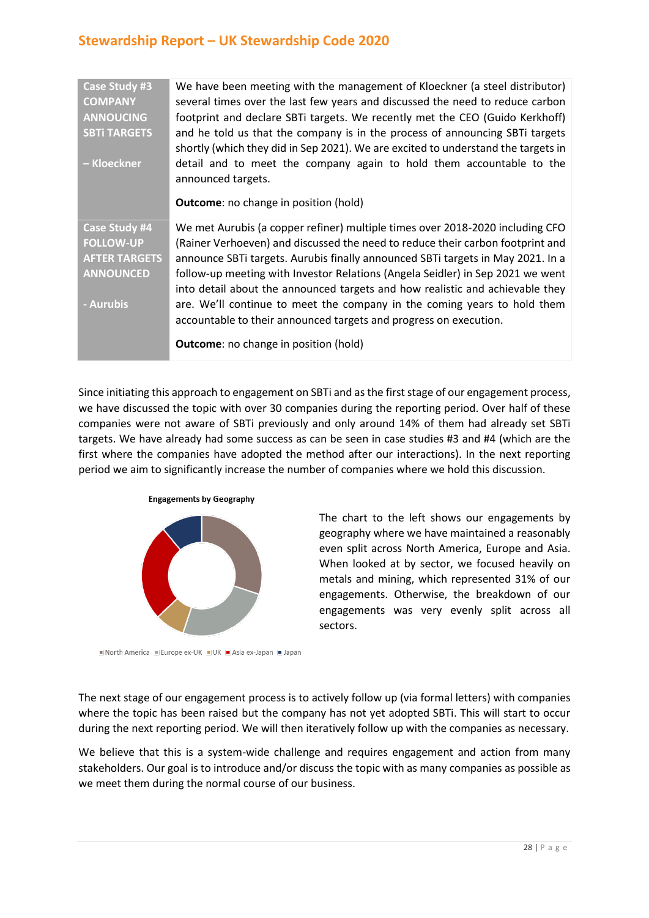| Case Study #3 COMPANY ANNOUCING SBTi TARGETS – Kloeckner | We have been meeting with the management of Kloeckner (a steel distributor) several times over the last few years and discussed the need to reduce carbon footprint and declare SBTi targets. We recently met the CEO (Guido Kerkhoff) and he told us that the company is in the process of announcing SBTi targets shortly (which they did in Sep 2021). We are excited to understand the targets in detail and to meet the company again to hold them accountable to the announced targets.<br><br>**Outcome**: no change in position (hold) |
|---|---|
| Case Study #4 FOLLOW-UP AFTER TARGETS ANNOUNCED - Aurubis | We met Aurubis (a copper refiner) multiple times over 2018-2020 including CFO (Rainer Verhoeven) and discussed the need to reduce their carbon footprint and announce SBTi targets. Aurubis finally announced SBTi targets in May 2021. In a follow-up meeting with Investor Relations (Angela Seidler) in Sep 2021 we went into detail about the announced targets and how realistic and achievable they are. We'll continue to meet the company in the coming years to hold them accountable to their announced targets and progress on execution.<br><br>**Outcome**: no change in position (hold) |

Since initiating this approach to engagement on SBTi and as the first stage of our engagement process, we have discussed the topic with over 30 companies during the reporting period. Over half of these companies were not aware of SBTi previously and only around 14% of them had already set SBTi targets. We have already had some success as can be seen in case studies #3 and #4 (which are the first where the companies have adopted the method after our interactions). In the next reporting period we aim to significantly increase the number of companies where we hold this discussion.

**Engagements by Geography**

North America, Europe ex-UK, UK, Asia ex-Japan, Japan

The chart to the left shows our engagements by geography where we have maintained a reasonably even split across North America, Europe and Asia. When looked at by sector, we focused heavily on metals and mining, which represented 31% of our engagements. Otherwise, the breakdown of our engagements was very evenly split across all sectors.

The next stage of our engagement process is to actively follow up (via formal letters) with companies where the topic has been raised but the company has not yet adopted SBTi. This will start to occur during the next reporting period. We will then iteratively follow up with the companies as necessary.

We believe that this is a system-wide challenge and requires engagement and action from many stakeholders. Our goal is to introduce and/or discuss the topic with as many companies as possible as we meet them during the normal course of our business.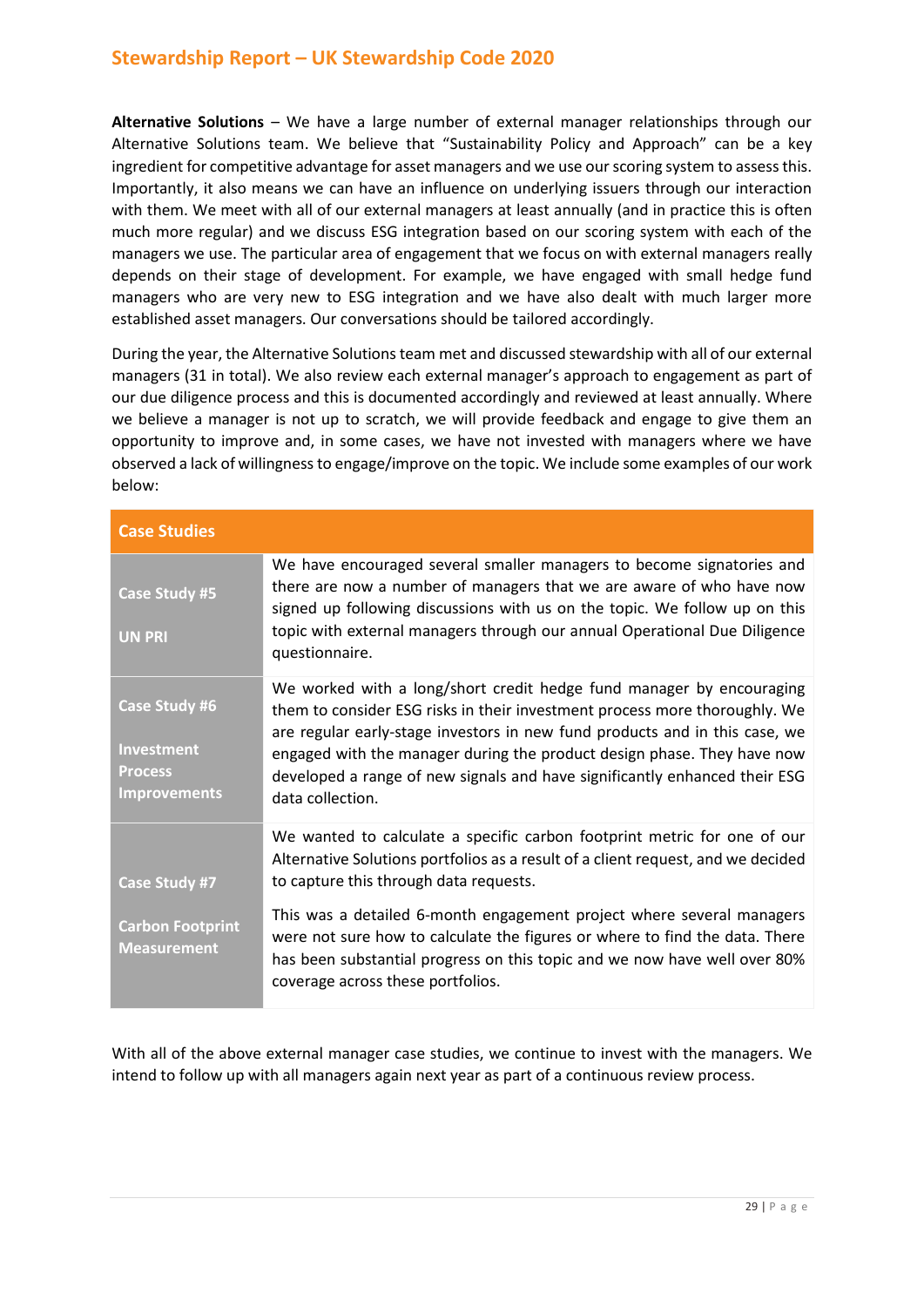**Alternative Solutions** – We have a large number of external manager relationships through our Alternative Solutions team. We believe that "Sustainability Policy and Approach" can be a key ingredient for competitive advantage for asset managers and we use our scoring system to assess this. Importantly, it also means we can have an influence on underlying issuers through our interaction with them. We meet with all of our external managers at least annually (and in practice this is often much more regular) and we discuss ESG integration based on our scoring system with each of the managers we use. The particular area of engagement that we focus on with external managers really depends on their stage of development. For example, we have engaged with small hedge fund managers who are very new to ESG integration and we have also dealt with much larger more established asset managers. Our conversations should be tailored accordingly.

During the year, the Alternative Solutions team met and discussed stewardship with all of our external managers (31 in total). We also review each external manager's approach to engagement as part of our due diligence process and this is documented accordingly and reviewed at least annually. Where we believe a manager is not up to scratch, we will provide feedback and engage to give them an opportunity to improve and, in some cases, we have not invested with managers where we have observed a lack of willingness to engage/improve on the topic. We include some examples of our work below:

| Case Studies | |
|---|---|
| **Case Study #5**<br><br>**UN PRI** | We have encouraged several smaller managers to become signatories and there are now a number of managers that we are aware of who have now signed up following discussions with us on the topic. We follow up on this topic with external managers through our annual Operational Due Diligence questionnaire. |
| **Case Study #6**<br><br>**Investment Process Improvements** | We worked with a long/short credit hedge fund manager by encouraging them to consider ESG risks in their investment process more thoroughly. We are regular early-stage investors in new fund products and in this case, we engaged with the manager during the product design phase. They have now developed a range of new signals and have significantly enhanced their ESG data collection. |
| **Case Study #7**<br><br>**Carbon Footprint Measurement** | We wanted to calculate a specific carbon footprint metric for one of our Alternative Solutions portfolios as a result of a client request, and we decided to capture this through data requests.<br><br>This was a detailed 6-month engagement project where several managers were not sure how to calculate the figures or where to find the data. There has been substantial progress on this topic and we now have well over 80% coverage across these portfolios. |

With all of the above external manager case studies, we continue to invest with the managers. We intend to follow up with all managers again next year as part of a continuous review process.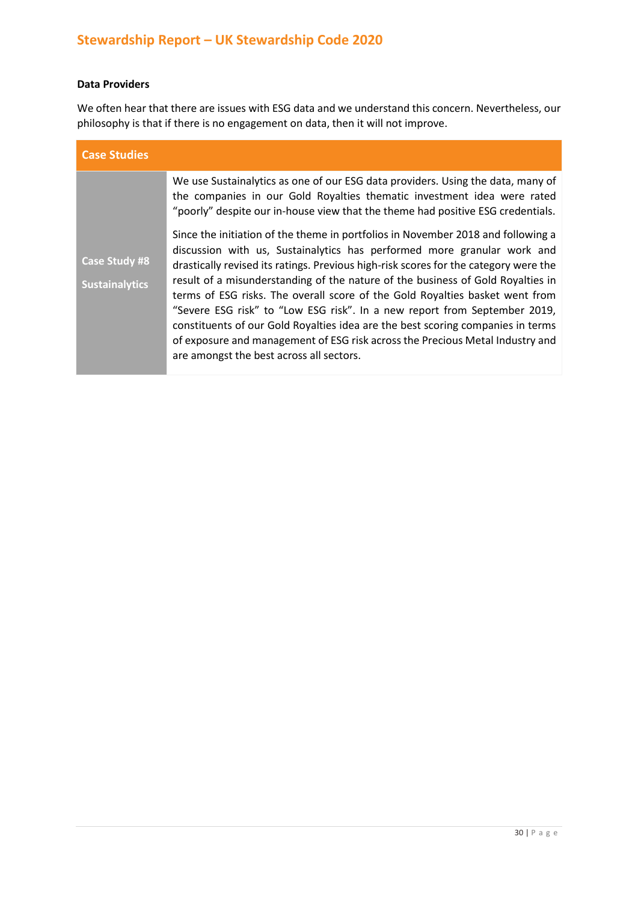**Data Providers**

We often hear that there are issues with ESG data and we understand this concern. Nevertheless, our philosophy is that if there is no engagement on data, then it will not improve.

| Case Studies | |
|---|---|
| Case Study #8<br><br>Sustainalytics | We use Sustainalytics as one of our ESG data providers. Using the data, many of the companies in our Gold Royalties thematic investment idea were rated "poorly" despite our in-house view that the theme had positive ESG credentials.<br><br>Since the initiation of the theme in portfolios in November 2018 and following a discussion with us, Sustainalytics has performed more granular work and drastically revised its ratings. Previous high-risk scores for the category were the result of a misunderstanding of the nature of the business of Gold Royalties in terms of ESG risks. The overall score of the Gold Royalties basket went from "Severe ESG risk" to "Low ESG risk". In a new report from September 2019, constituents of our Gold Royalties idea are the best scoring companies in terms of exposure and management of ESG risk across the Precious Metal Industry and are amongst the best across all sectors. |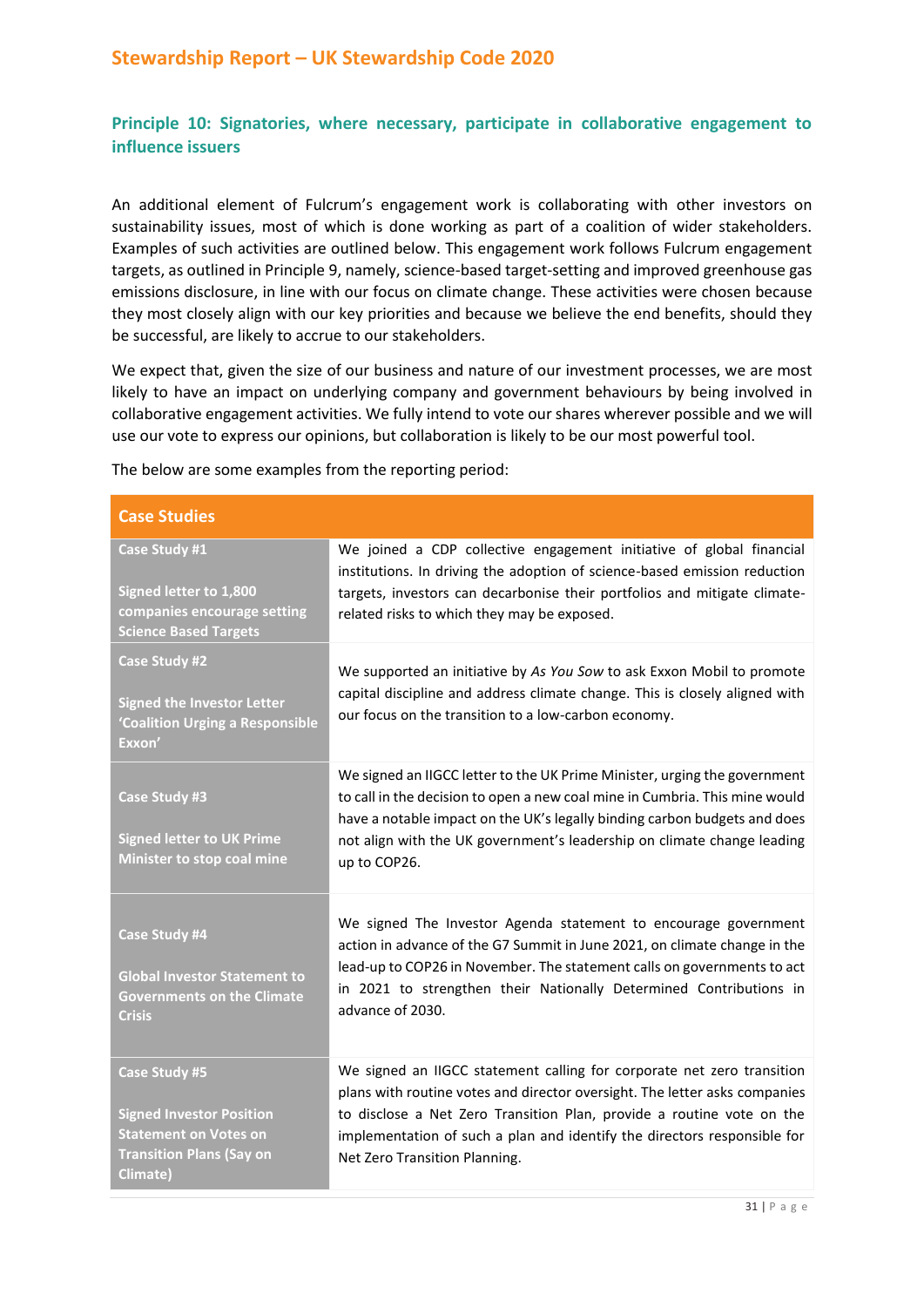## Principle 10: Signatories, where necessary, participate in collaborative engagement to influence issuers

An additional element of Fulcrum's engagement work is collaborating with other investors on sustainability issues, most of which is done working as part of a coalition of wider stakeholders. Examples of such activities are outlined below. This engagement work follows Fulcrum engagement targets, as outlined in Principle 9, namely, science-based target-setting and improved greenhouse gas emissions disclosure, in line with our focus on climate change. These activities were chosen because they most closely align with our key priorities and because we believe the end benefits, should they be successful, are likely to accrue to our stakeholders.

We expect that, given the size of our business and nature of our investment processes, we are most likely to have an impact on underlying company and government behaviours by being involved in collaborative engagement activities. We fully intend to vote our shares wherever possible and we will use our vote to express our opinions, but collaboration is likely to be our most powerful tool.

The below are some examples from the reporting period:

| Case Studies | |
|---|---|
| **Case Study #1**<br><br>**Signed letter to 1,800 companies encourage setting Science Based Targets** | We joined a CDP collective engagement initiative of global financial institutions. In driving the adoption of science-based emission reduction targets, investors can decarbonise their portfolios and mitigate climate-related risks to which they may be exposed. |
| **Case Study #2**<br><br>**Signed the Investor Letter 'Coalition Urging a Responsible Exxon'** | We supported an initiative by *As You Sow* to ask Exxon Mobil to promote capital discipline and address climate change. This is closely aligned with our focus on the transition to a low-carbon economy. |
| **Case Study #3**<br><br>**Signed letter to UK Prime Minister to stop coal mine** | We signed an IIGCC letter to the UK Prime Minister, urging the government to call in the decision to open a new coal mine in Cumbria. This mine would have a notable impact on the UK's legally binding carbon budgets and does not align with the UK government's leadership on climate change leading up to COP26. |
| **Case Study #4**<br><br>**Global Investor Statement to Governments on the Climate Crisis** | We signed The Investor Agenda statement to encourage government action in advance of the G7 Summit in June 2021, on climate change in the lead-up to COP26 in November. The statement calls on governments to act in 2021 to strengthen their Nationally Determined Contributions in advance of 2030. |
| **Case Study #5**<br><br>**Signed Investor Position Statement on Votes on Transition Plans (Say on Climate)** | We signed an IIGCC statement calling for corporate net zero transition plans with routine votes and director oversight. The letter asks companies to disclose a Net Zero Transition Plan, provide a routine vote on the implementation of such a plan and identify the directors responsible for Net Zero Transition Planning. |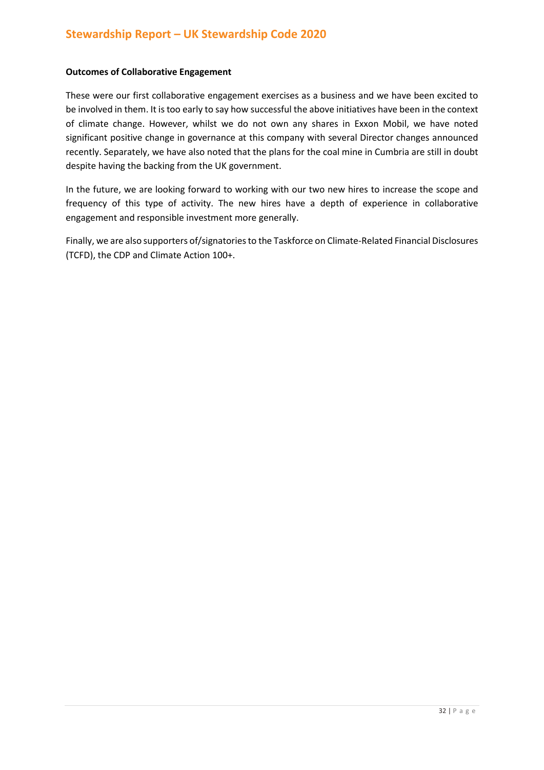### Outcomes of Collaborative Engagement

These were our first collaborative engagement exercises as a business and we have been excited to be involved in them. It is too early to say how successful the above initiatives have been in the context of climate change. However, whilst we do not own any shares in Exxon Mobil, we have noted significant positive change in governance at this company with several Director changes announced recently. Separately, we have also noted that the plans for the coal mine in Cumbria are still in doubt despite having the backing from the UK government.

In the future, we are looking forward to working with our two new hires to increase the scope and frequency of this type of activity. The new hires have a depth of experience in collaborative engagement and responsible investment more generally.

Finally, we are also supporters of/signatories to the Taskforce on Climate-Related Financial Disclosures (TCFD), the CDP and Climate Action 100+.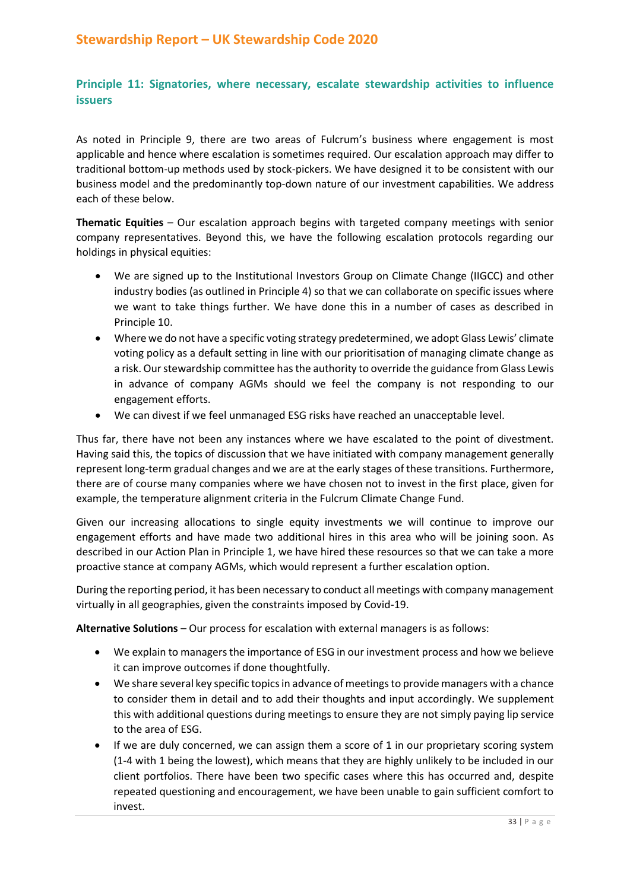## Principle 11: Signatories, where necessary, escalate stewardship activities to influence issuers

As noted in Principle 9, there are two areas of Fulcrum's business where engagement is most applicable and hence where escalation is sometimes required. Our escalation approach may differ to traditional bottom-up methods used by stock-pickers. We have designed it to be consistent with our business model and the predominantly top-down nature of our investment capabilities. We address each of these below.

**Thematic Equities** – Our escalation approach begins with targeted company meetings with senior company representatives. Beyond this, we have the following escalation protocols regarding our holdings in physical equities:

- We are signed up to the Institutional Investors Group on Climate Change (IIGCC) and other industry bodies (as outlined in Principle 4) so that we can collaborate on specific issues where we want to take things further. We have done this in a number of cases as described in Principle 10.
- Where we do not have a specific voting strategy predetermined, we adopt Glass Lewis' climate voting policy as a default setting in line with our prioritisation of managing climate change as a risk. Our stewardship committee has the authority to override the guidance from Glass Lewis in advance of company AGMs should we feel the company is not responding to our engagement efforts.
- We can divest if we feel unmanaged ESG risks have reached an unacceptable level.

Thus far, there have not been any instances where we have escalated to the point of divestment. Having said this, the topics of discussion that we have initiated with company management generally represent long-term gradual changes and we are at the early stages of these transitions. Furthermore, there are of course many companies where we have chosen not to invest in the first place, given for example, the temperature alignment criteria in the Fulcrum Climate Change Fund.

Given our increasing allocations to single equity investments we will continue to improve our engagement efforts and have made two additional hires in this area who will be joining soon. As described in our Action Plan in Principle 1, we have hired these resources so that we can take a more proactive stance at company AGMs, which would represent a further escalation option.

During the reporting period, it has been necessary to conduct all meetings with company management virtually in all geographies, given the constraints imposed by Covid-19.

**Alternative Solutions** – Our process for escalation with external managers is as follows:

- We explain to managers the importance of ESG in our investment process and how we believe it can improve outcomes if done thoughtfully.
- We share several key specific topics in advance of meetings to provide managers with a chance to consider them in detail and to add their thoughts and input accordingly. We supplement this with additional questions during meetings to ensure they are not simply paying lip service to the area of ESG.
- If we are duly concerned, we can assign them a score of 1 in our proprietary scoring system (1-4 with 1 being the lowest), which means that they are highly unlikely to be included in our client portfolios. There have been two specific cases where this has occurred and, despite repeated questioning and encouragement, we have been unable to gain sufficient comfort to invest.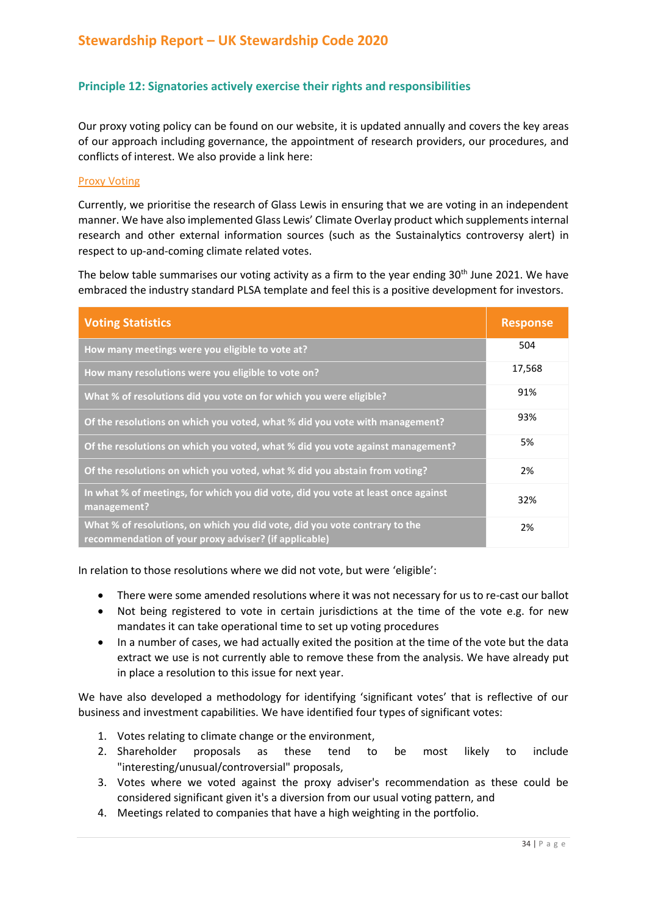## Principle 12: Signatories actively exercise their rights and responsibilities

Our proxy voting policy can be found on our website, it is updated annually and covers the key areas of our approach including governance, the appointment of research providers, our procedures, and conflicts of interest. We also provide a link here:

Proxy Voting

Currently, we prioritise the research of Glass Lewis in ensuring that we are voting in an independent manner. We have also implemented Glass Lewis' Climate Overlay product which supplements internal research and other external information sources (such as the Sustainalytics controversy alert) in respect to up-and-coming climate related votes.

The below table summarises our voting activity as a firm to the year ending 30th June 2021. We have embraced the industry standard PLSA template and feel this is a positive development for investors.

| Voting Statistics | Response |
|---|---|
| How many meetings were you eligible to vote at? | 504 |
| How many resolutions were you eligible to vote on? | 17,568 |
| What % of resolutions did you vote on for which you were eligible? | 91% |
| Of the resolutions on which you voted, what % did you vote with management? | 93% |
| Of the resolutions on which you voted, what % did you vote against management? | 5% |
| Of the resolutions on which you voted, what % did you abstain from voting? | 2% |
| In what % of meetings, for which you did vote, did you vote at least once against management? | 32% |
| What % of resolutions, on which you did vote, did you vote contrary to the recommendation of your proxy adviser? (if applicable) | 2% |

In relation to those resolutions where we did not vote, but were 'eligible':

- There were some amended resolutions where it was not necessary for us to re-cast our ballot
- Not being registered to vote in certain jurisdictions at the time of the vote e.g. for new mandates it can take operational time to set up voting procedures
- In a number of cases, we had actually exited the position at the time of the vote but the data extract we use is not currently able to remove these from the analysis. We have already put in place a resolution to this issue for next year.

We have also developed a methodology for identifying 'significant votes' that is reflective of our business and investment capabilities. We have identified four types of significant votes:

1. Votes relating to climate change or the environment,
2. Shareholder proposals as these tend to be most likely to include "interesting/unusual/controversial" proposals,
3. Votes where we voted against the proxy adviser's recommendation as these could be considered significant given it's a diversion from our usual voting pattern, and
4. Meetings related to companies that have a high weighting in the portfolio.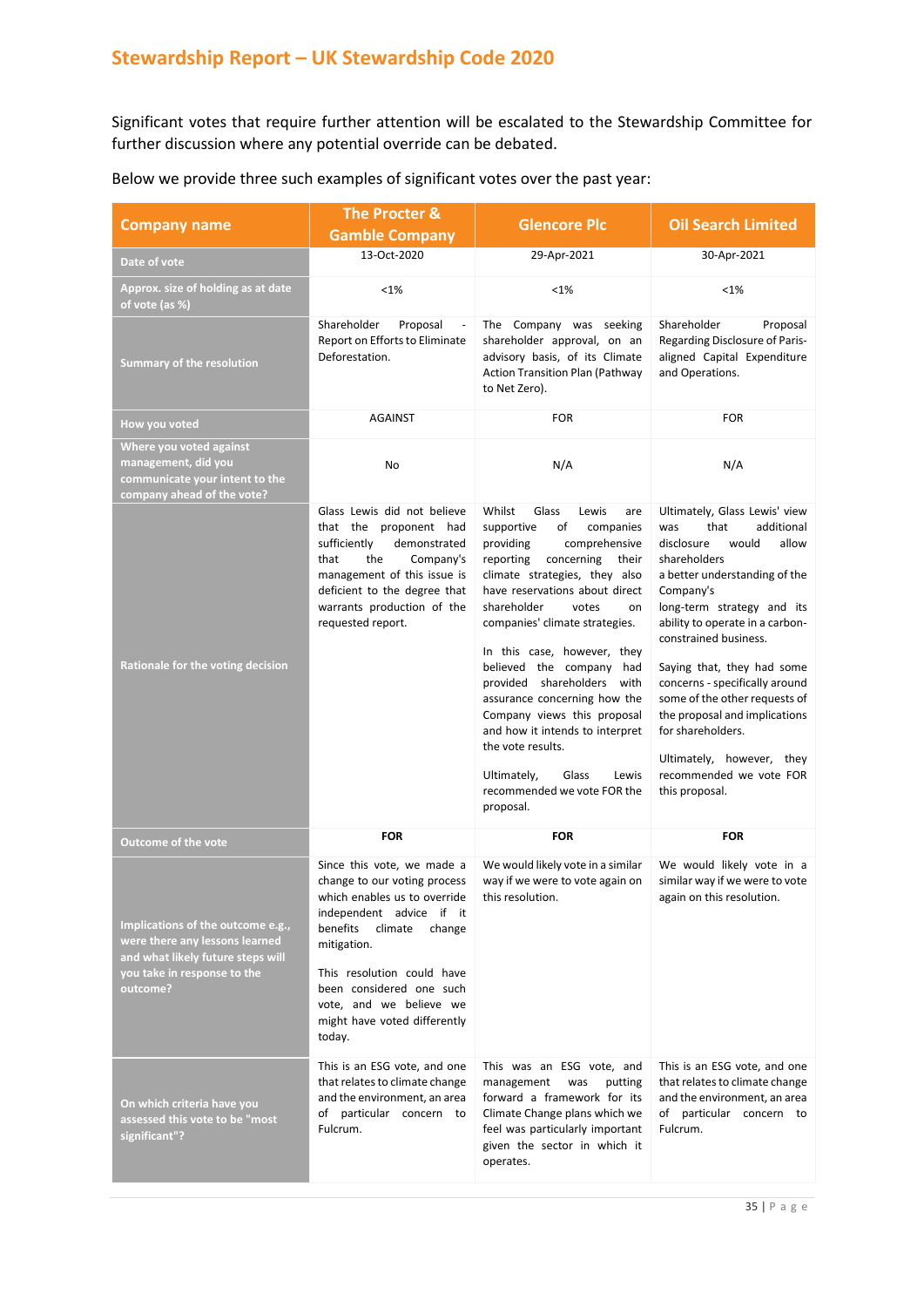# Stewardship Report – UK Stewardship Code 2020

Significant votes that require further attention will be escalated to the Stewardship Committee for further discussion where any potential override can be debated.

Below we provide three such examples of significant votes over the past year:

| Company name | The Procter & Gamble Company | Glencore Plc | Oil Search Limited |
|---|---|---|---|
| Date of vote | 13-Oct-2020 | 29-Apr-2021 | 30-Apr-2021 |
| Approx. size of holding as at date of vote (as %) | <1% | <1% | <1% |
| Summary of the resolution | Shareholder Proposal - Report on Efforts to Eliminate Deforestation. | The Company was seeking shareholder approval, on an advisory basis, of its Climate Action Transition Plan (Pathway to Net Zero). | Shareholder Proposal Regarding Disclosure of Paris-aligned Capital Expenditure and Operations. |
| How you voted | AGAINST | FOR | FOR |
| Where you voted against management, did you communicate your intent to the company ahead of the vote? | No | N/A | N/A |
| Rationale for the voting decision | Glass Lewis did not believe that the proponent had sufficiently demonstrated that the Company's management of this issue is deficient to the degree that warrants production of the requested report. | Whilst Glass Lewis are supportive of companies providing comprehensive reporting concerning their climate strategies, they also have reservations about direct shareholder votes on companies' climate strategies.<br><br>In this case, however, they believed the company had provided shareholders with assurance concerning how the Company views this proposal and how it intends to interpret the vote results.<br><br>Ultimately, Glass Lewis recommended we vote FOR the proposal. | Ultimately, Glass Lewis' view was that additional disclosure would allow shareholders a better understanding of the Company's long-term strategy and its ability to operate in a carbon-constrained business.<br><br>Saying that, they had some concerns - specifically around some of the other requests of the proposal and implications for shareholders.<br><br>Ultimately, however, they recommended we vote FOR this proposal. |
| Outcome of the vote | **FOR** | **FOR** | **FOR** |
| Implications of the outcome e.g., were there any lessons learned and what likely future steps will you take in response to the outcome? | Since this vote, we made a change to our voting process which enables us to override independent advice if it benefits climate change mitigation.<br><br>This resolution could have been considered one such vote, and we believe we might have voted differently today. | We would likely vote in a similar way if we were to vote again on this resolution. | We would likely vote in a similar way if we were to vote again on this resolution. |
| On which criteria have you assessed this vote to be "most significant"? | This is an ESG vote, and one that relates to climate change and the environment, an area of particular concern to Fulcrum. | This was an ESG vote, and management was putting forward a framework for its Climate Change plans which we feel was particularly important given the sector in which it operates. | This is an ESG vote, and one that relates to climate change and the environment, an area of particular concern to Fulcrum. |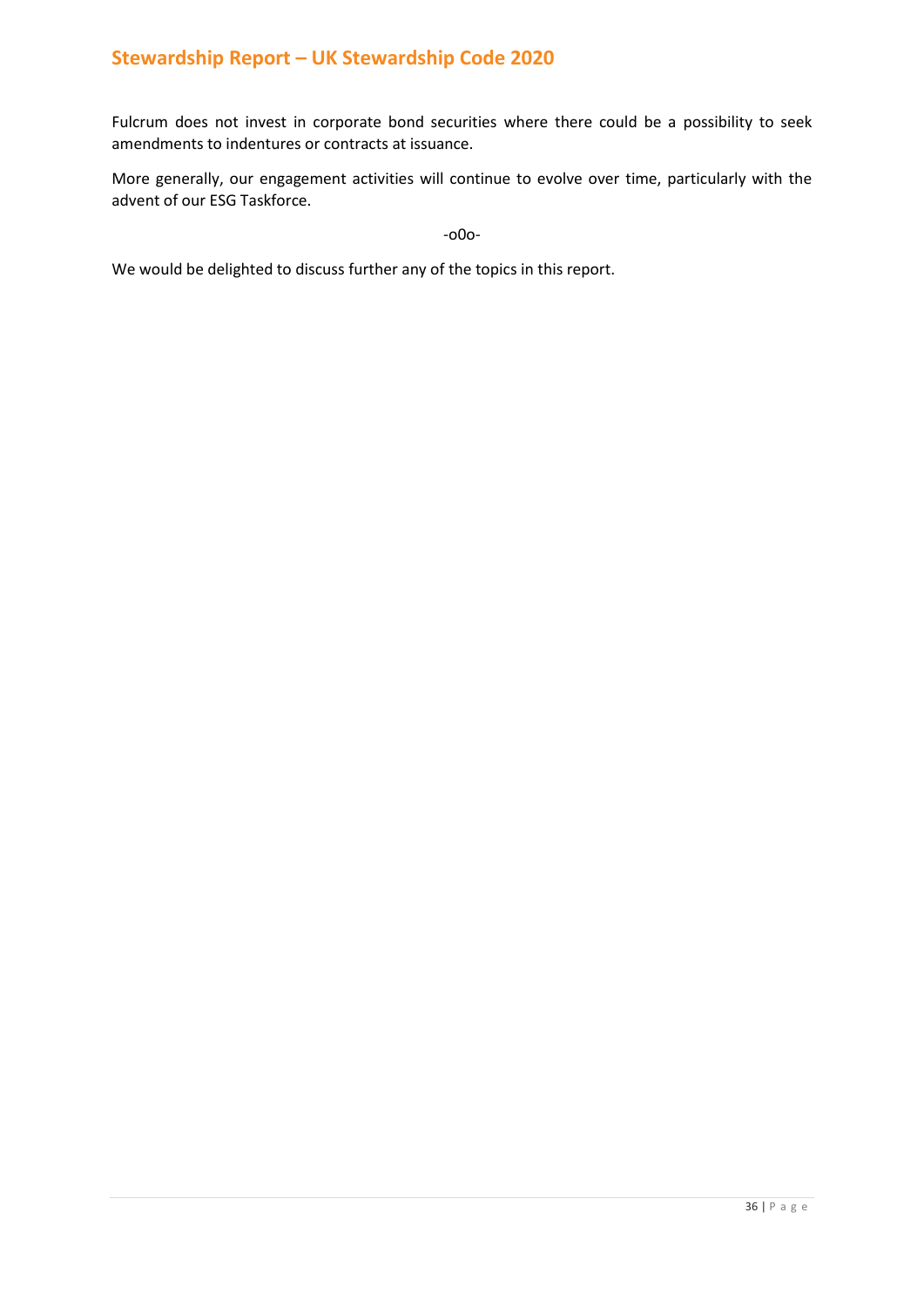Fulcrum does not invest in corporate bond securities where there could be a possibility to seek amendments to indentures or contracts at issuance.

More generally, our engagement activities will continue to evolve over time, particularly with the advent of our ESG Taskforce.

-o0o-

We would be delighted to discuss further any of the topics in this report.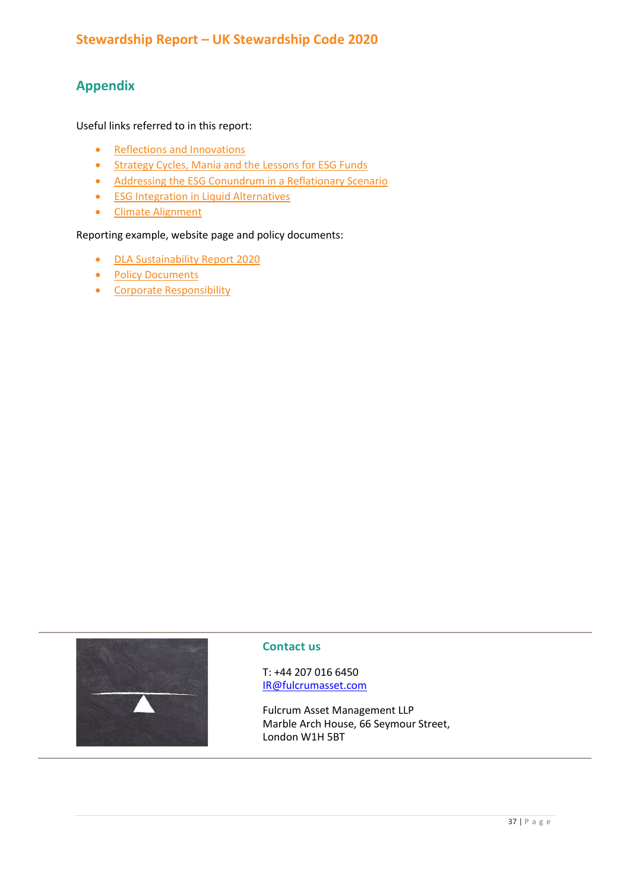## Appendix

Useful links referred to in this report:

- Reflections and Innovations
- Strategy Cycles, Mania and the Lessons for ESG Funds
- Addressing the ESG Conundrum in a Reflationary Scenario
- ESG Integration in Liquid Alternatives
- Climate Alignment

Reporting example, website page and policy documents:

- DLA Sustainability Report 2020
- Policy Documents
- Corporate Responsibility

### Contact us

T: +44 207 016 6450
IR@fulcrumasset.com

Fulcrum Asset Management LLP
Marble Arch House, 66 Seymour Street,
London W1H 5BT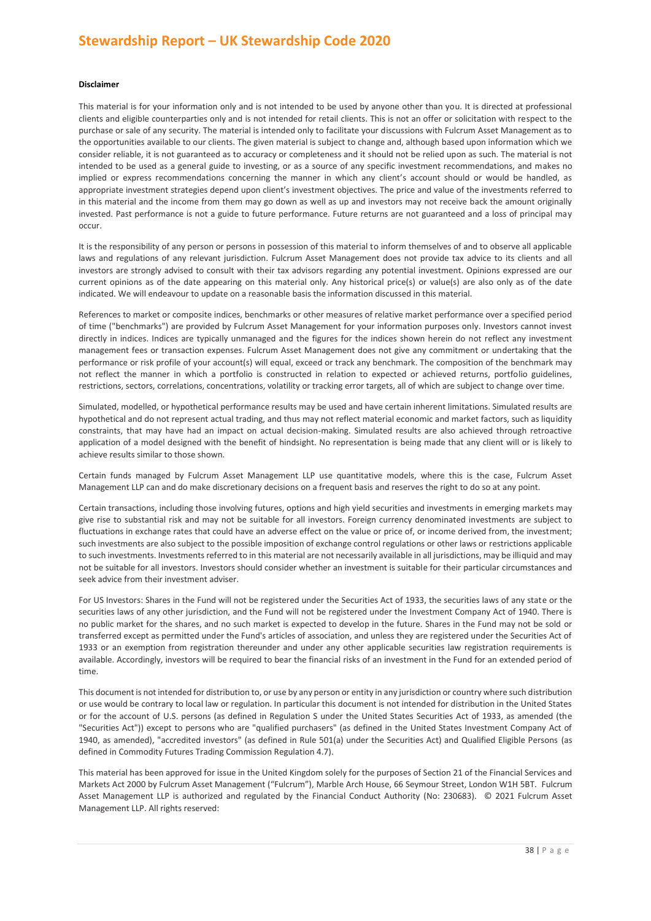**Disclaimer**

This material is for your information only and is not intended to be used by anyone other than you. It is directed at professional clients and eligible counterparties only and is not intended for retail clients. This is not an offer or solicitation with respect to the purchase or sale of any security. The material is intended only to facilitate your discussions with Fulcrum Asset Management as to the opportunities available to our clients. The given material is subject to change and, although based upon information which we consider reliable, it is not guaranteed as to accuracy or completeness and it should not be relied upon as such. The material is not intended to be used as a general guide to investing, or as a source of any specific investment recommendations, and makes no implied or express recommendations concerning the manner in which any client's account should or would be handled, as appropriate investment strategies depend upon client's investment objectives. The price and value of the investments referred to in this material and the income from them may go down as well as up and investors may not receive back the amount originally invested. Past performance is not a guide to future performance. Future returns are not guaranteed and a loss of principal may occur.

It is the responsibility of any person or persons in possession of this material to inform themselves of and to observe all applicable laws and regulations of any relevant jurisdiction. Fulcrum Asset Management does not provide tax advice to its clients and all investors are strongly advised to consult with their tax advisors regarding any potential investment. Opinions expressed are our current opinions as of the date appearing on this material only. Any historical price(s) or value(s) are also only as of the date indicated. We will endeavour to update on a reasonable basis the information discussed in this material.

References to market or composite indices, benchmarks or other measures of relative market performance over a specified period of time ("benchmarks") are provided by Fulcrum Asset Management for your information purposes only. Investors cannot invest directly in indices. Indices are typically unmanaged and the figures for the indices shown herein do not reflect any investment management fees or transaction expenses. Fulcrum Asset Management does not give any commitment or undertaking that the performance or risk profile of your account(s) will equal, exceed or track any benchmark. The composition of the benchmark may not reflect the manner in which a portfolio is constructed in relation to expected or achieved returns, portfolio guidelines, restrictions, sectors, correlations, concentrations, volatility or tracking error targets, all of which are subject to change over time.

Simulated, modelled, or hypothetical performance results may be used and have certain inherent limitations. Simulated results are hypothetical and do not represent actual trading, and thus may not reflect material economic and market factors, such as liquidity constraints, that may have had an impact on actual decision-making. Simulated results are also achieved through retroactive application of a model designed with the benefit of hindsight. No representation is being made that any client will or is likely to achieve results similar to those shown.

Certain funds managed by Fulcrum Asset Management LLP use quantitative models, where this is the case, Fulcrum Asset Management LLP can and do make discretionary decisions on a frequent basis and reserves the right to do so at any point.

Certain transactions, including those involving futures, options and high yield securities and investments in emerging markets may give rise to substantial risk and may not be suitable for all investors. Foreign currency denominated investments are subject to fluctuations in exchange rates that could have an adverse effect on the value or price of, or income derived from, the investment; such investments are also subject to the possible imposition of exchange control regulations or other laws or restrictions applicable to such investments. Investments referred to in this material are not necessarily available in all jurisdictions, may be illiquid and may not be suitable for all investors. Investors should consider whether an investment is suitable for their particular circumstances and seek advice from their investment adviser.

For US Investors: Shares in the Fund will not be registered under the Securities Act of 1933, the securities laws of any state or the securities laws of any other jurisdiction, and the Fund will not be registered under the Investment Company Act of 1940. There is no public market for the shares, and no such market is expected to develop in the future. Shares in the Fund may not be sold or transferred except as permitted under the Fund's articles of association, and unless they are registered under the Securities Act of 1933 or an exemption from registration thereunder and under any other applicable securities law registration requirements is available. Accordingly, investors will be required to bear the financial risks of an investment in the Fund for an extended period of time.

This document is not intended for distribution to, or use by any person or entity in any jurisdiction or country where such distribution or use would be contrary to local law or regulation. In particular this document is not intended for distribution in the United States or for the account of U.S. persons (as defined in Regulation S under the United States Securities Act of 1933, as amended (the "Securities Act")) except to persons who are "qualified purchasers" (as defined in the United States Investment Company Act of 1940, as amended), "accredited investors" (as defined in Rule 501(a) under the Securities Act) and Qualified Eligible Persons (as defined in Commodity Futures Trading Commission Regulation 4.7).

This material has been approved for issue in the United Kingdom solely for the purposes of Section 21 of the Financial Services and Markets Act 2000 by Fulcrum Asset Management ("Fulcrum"), Marble Arch House, 66 Seymour Street, London W1H 5BT. Fulcrum Asset Management LLP is authorized and regulated by the Financial Conduct Authority (No: 230683). © 2021 Fulcrum Asset Management LLP. All rights reserved: